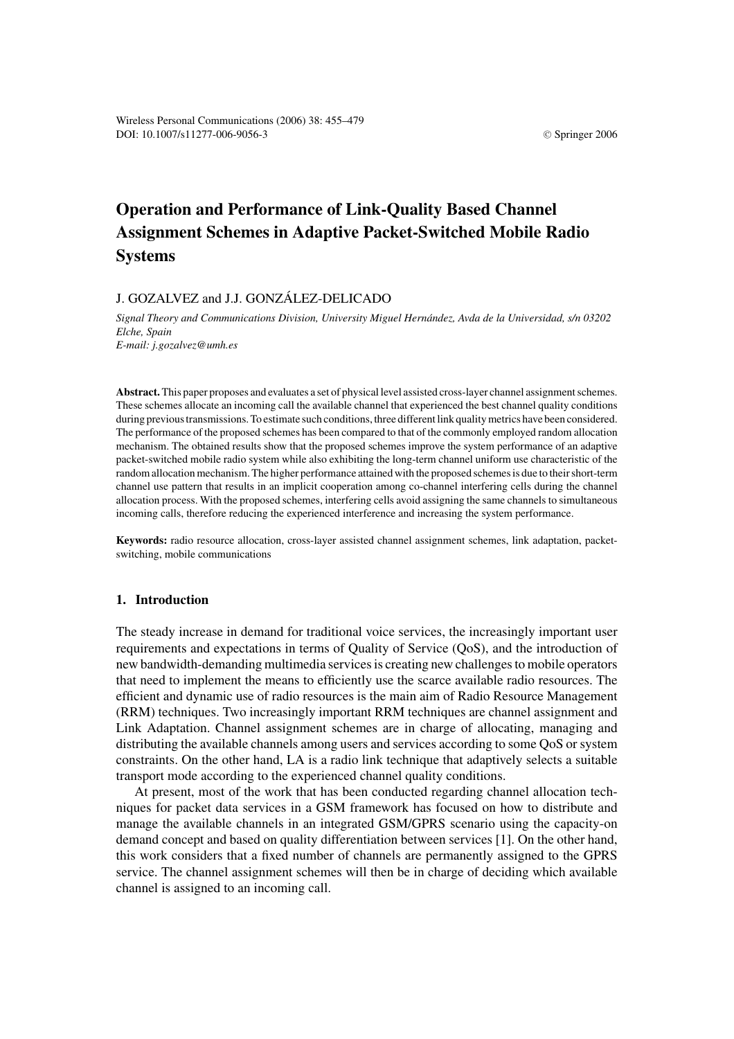# Operation and Performance of Link-Quality Based Channel Assignment Schemes in Adaptive Packet-Switched Mobile Radio Systems

J. GOZALVEZ and J.J. GONZÁLEZ-DELICADO

*Signal Theory and Communications Division, University Miguel Hernández, Avda de la Universidad, s/n 03202 Elche, Spain*
*E-mail: j.gozalvez@umh.es*

**Abstract.** This paper proposes and evaluates a set of physical level assisted cross-layer channel assignment schemes. These schemes allocate an incoming call the available channel that experienced the best channel quality conditions during previous transmissions. To estimate such conditions, three different link quality metrics have been considered. The performance of the proposed schemes has been compared to that of the commonly employed random allocation mechanism. The obtained results show that the proposed schemes improve the system performance of an adaptive packet-switched mobile radio system while also exhibiting the long-term channel uniform use characteristic of the random allocation mechanism. The higher performance attained with the proposed schemes is due to their short-term channel use pattern that results in an implicit cooperation among co-channel interfering cells during the channel allocation process. With the proposed schemes, interfering cells avoid assigning the same channels to simultaneous incoming calls, therefore reducing the experienced interference and increasing the system performance.

**Keywords:** radio resource allocation, cross-layer assisted channel assignment schemes, link adaptation, packet-switching, mobile communications

## 1. Introduction

The steady increase in demand for traditional voice services, the increasingly important user requirements and expectations in terms of Quality of Service (QoS), and the introduction of new bandwidth-demanding multimedia services is creating new challenges to mobile operators that need to implement the means to efficiently use the scarce available radio resources. The efficient and dynamic use of radio resources is the main aim of Radio Resource Management (RRM) techniques. Two increasingly important RRM techniques are channel assignment and Link Adaptation. Channel assignment schemes are in charge of allocating, managing and distributing the available channels among users and services according to some QoS or system constraints. On the other hand, LA is a radio link technique that adaptively selects a suitable transport mode according to the experienced channel quality conditions.

At present, most of the work that has been conducted regarding channel allocation techniques for packet data services in a GSM framework has focused on how to distribute and manage the available channels in an integrated GSM/GPRS scenario using the capacity-on demand concept and based on quality differentiation between services [1]. On the other hand, this work considers that a fixed number of channels are permanently assigned to the GPRS service. The channel assignment schemes will then be in charge of deciding which available channel is assigned to an incoming call.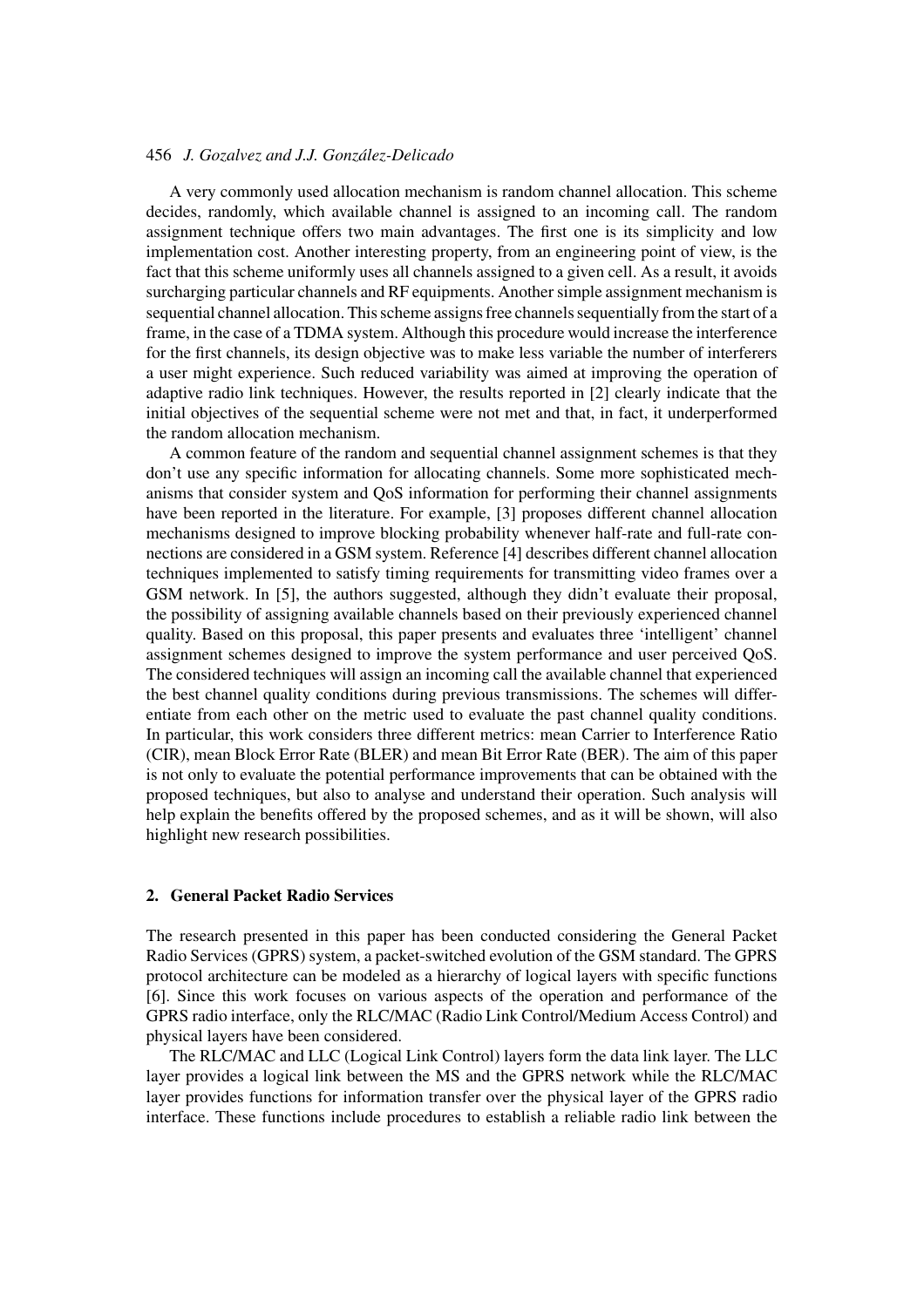A very commonly used allocation mechanism is random channel allocation. This scheme decides, randomly, which available channel is assigned to an incoming call. The random assignment technique offers two main advantages. The first one is its simplicity and low implementation cost. Another interesting property, from an engineering point of view, is the fact that this scheme uniformly uses all channels assigned to a given cell. As a result, it avoids surcharging particular channels and RF equipments. Another simple assignment mechanism is sequential channel allocation. This scheme assigns free channels sequentially from the start of a frame, in the case of a TDMA system. Although this procedure would increase the interference for the first channels, its design objective was to make less variable the number of interferers a user might experience. Such reduced variability was aimed at improving the operation of adaptive radio link techniques. However, the results reported in [2] clearly indicate that the initial objectives of the sequential scheme were not met and that, in fact, it underperformed the random allocation mechanism.

A common feature of the random and sequential channel assignment schemes is that they don't use any specific information for allocating channels. Some more sophisticated mechanisms that consider system and QoS information for performing their channel assignments have been reported in the literature. For example, [3] proposes different channel allocation mechanisms designed to improve blocking probability whenever half-rate and full-rate connections are considered in a GSM system. Reference [4] describes different channel allocation techniques implemented to satisfy timing requirements for transmitting video frames over a GSM network. In [5], the authors suggested, although they didn't evaluate their proposal, the possibility of assigning available channels based on their previously experienced channel quality. Based on this proposal, this paper presents and evaluates three 'intelligent' channel assignment schemes designed to improve the system performance and user perceived QoS. The considered techniques will assign an incoming call the available channel that experienced the best channel quality conditions during previous transmissions. The schemes will differentiate from each other on the metric used to evaluate the past channel quality conditions. In particular, this work considers three different metrics: mean Carrier to Interference Ratio (CIR), mean Block Error Rate (BLER) and mean Bit Error Rate (BER). The aim of this paper is not only to evaluate the potential performance improvements that can be obtained with the proposed techniques, but also to analyse and understand their operation. Such analysis will help explain the benefits offered by the proposed schemes, and as it will be shown, will also highlight new research possibilities.

## 2. General Packet Radio Services

The research presented in this paper has been conducted considering the General Packet Radio Services (GPRS) system, a packet-switched evolution of the GSM standard. The GPRS protocol architecture can be modeled as a hierarchy of logical layers with specific functions [6]. Since this work focuses on various aspects of the operation and performance of the GPRS radio interface, only the RLC/MAC (Radio Link Control/Medium Access Control) and physical layers have been considered.

The RLC/MAC and LLC (Logical Link Control) layers form the data link layer. The LLC layer provides a logical link between the MS and the GPRS network while the RLC/MAC layer provides functions for information transfer over the physical layer of the GPRS radio interface. These functions include procedures to establish a reliable radio link between the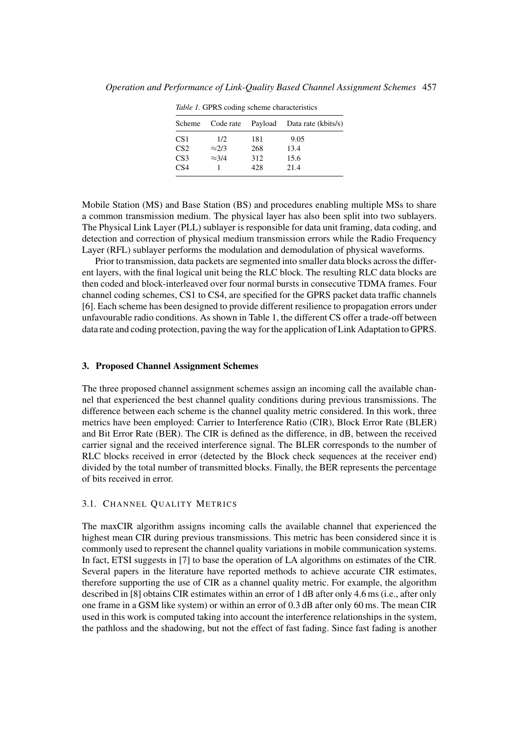*Table 1.* GPRS coding scheme characteristics

| Scheme | Code rate | Payload | Data rate (kbits/s) |
|---|---|---|---|
| CS1 | 1/2 | 181 | 9.05 |
| CS2 | ≈2/3 | 268 | 13.4 |
| CS3 | ≈3/4 | 312 | 15.6 |
| CS4 | 1 | 428 | 21.4 |

Mobile Station (MS) and Base Station (BS) and procedures enabling multiple MSs to share a common transmission medium. The physical layer has also been split into two sublayers. The Physical Link Layer (PLL) sublayer is responsible for data unit framing, data coding, and detection and correction of physical medium transmission errors while the Radio Frequency Layer (RFL) sublayer performs the modulation and demodulation of physical waveforms.

Prior to transmission, data packets are segmented into smaller data blocks across the different layers, with the final logical unit being the RLC block. The resulting RLC data blocks are then coded and block-interleaved over four normal bursts in consecutive TDMA frames. Four channel coding schemes, CS1 to CS4, are specified for the GPRS packet data traffic channels [6]. Each scheme has been designed to provide different resilience to propagation errors under unfavourable radio conditions. As shown in Table 1, the different CS offer a trade-off between data rate and coding protection, paving the way for the application of Link Adaptation to GPRS.

## 3. Proposed Channel Assignment Schemes

The three proposed channel assignment schemes assign an incoming call the available channel that experienced the best channel quality conditions during previous transmissions. The difference between each scheme is the channel quality metric considered. In this work, three metrics have been employed: Carrier to Interference Ratio (CIR), Block Error Rate (BLER) and Bit Error Rate (BER). The CIR is defined as the difference, in dB, between the received carrier signal and the received interference signal. The BLER corresponds to the number of RLC blocks received in error (detected by the Block check sequences at the receiver end) divided by the total number of transmitted blocks. Finally, the BER represents the percentage of bits received in error.

### 3.1. Channel Quality Metrics

The maxCIR algorithm assigns incoming calls the available channel that experienced the highest mean CIR during previous transmissions. This metric has been considered since it is commonly used to represent the channel quality variations in mobile communication systems. In fact, ETSI suggests in [7] to base the operation of LA algorithms on estimates of the CIR. Several papers in the literature have reported methods to achieve accurate CIR estimates, therefore supporting the use of CIR as a channel quality metric. For example, the algorithm described in [8] obtains CIR estimates within an error of 1 dB after only 4.6 ms (i.e., after only one frame in a GSM like system) or within an error of 0.3 dB after only 60 ms. The mean CIR used in this work is computed taking into account the interference relationships in the system, the pathloss and the shadowing, but not the effect of fast fading. Since fast fading is another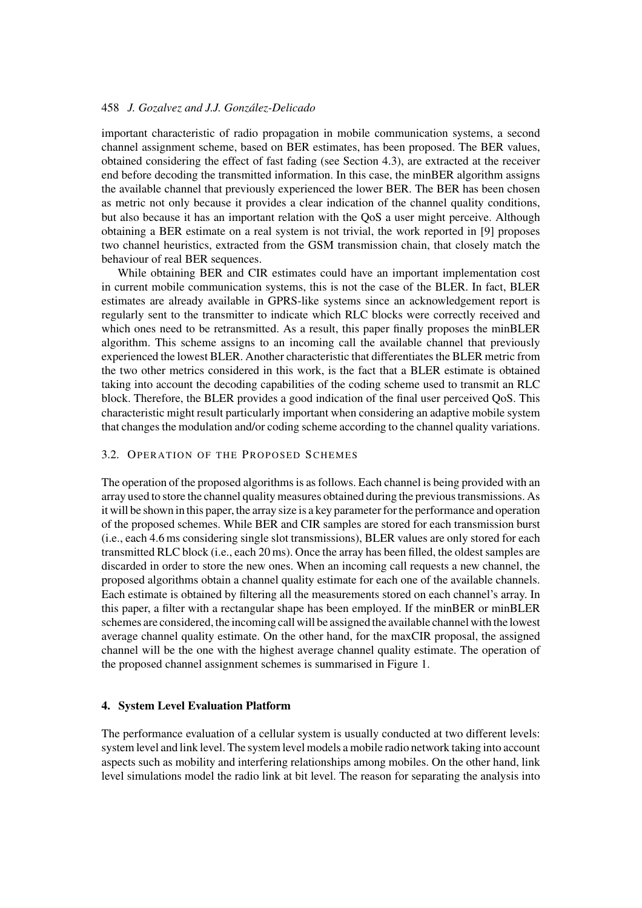important characteristic of radio propagation in mobile communication systems, a second channel assignment scheme, based on BER estimates, has been proposed. The BER values, obtained considering the effect of fast fading (see Section 4.3), are extracted at the receiver end before decoding the transmitted information. In this case, the minBER algorithm assigns the available channel that previously experienced the lower BER. The BER has been chosen as metric not only because it provides a clear indication of the channel quality conditions, but also because it has an important relation with the QoS a user might perceive. Although obtaining a BER estimate on a real system is not trivial, the work reported in [9] proposes two channel heuristics, extracted from the GSM transmission chain, that closely match the behaviour of real BER sequences.

While obtaining BER and CIR estimates could have an important implementation cost in current mobile communication systems, this is not the case of the BLER. In fact, BLER estimates are already available in GPRS-like systems since an acknowledgement report is regularly sent to the transmitter to indicate which RLC blocks were correctly received and which ones need to be retransmitted. As a result, this paper finally proposes the minBLER algorithm. This scheme assigns to an incoming call the available channel that previously experienced the lowest BLER. Another characteristic that differentiates the BLER metric from the two other metrics considered in this work, is the fact that a BLER estimate is obtained taking into account the decoding capabilities of the coding scheme used to transmit an RLC block. Therefore, the BLER provides a good indication of the final user perceived QoS. This characteristic might result particularly important when considering an adaptive mobile system that changes the modulation and/or coding scheme according to the channel quality variations.

### 3.2. Operation of the Proposed Schemes

The operation of the proposed algorithms is as follows. Each channel is being provided with an array used to store the channel quality measures obtained during the previous transmissions. As it will be shown in this paper, the array size is a key parameter for the performance and operation of the proposed schemes. While BER and CIR samples are stored for each transmission burst (i.e., each 4.6 ms considering single slot transmissions), BLER values are only stored for each transmitted RLC block (i.e., each 20 ms). Once the array has been filled, the oldest samples are discarded in order to store the new ones. When an incoming call requests a new channel, the proposed algorithms obtain a channel quality estimate for each one of the available channels. Each estimate is obtained by filtering all the measurements stored on each channel's array. In this paper, a filter with a rectangular shape has been employed. If the minBER or minBLER schemes are considered, the incoming call will be assigned the available channel with the lowest average channel quality estimate. On the other hand, for the maxCIR proposal, the assigned channel will be the one with the highest average channel quality estimate. The operation of the proposed channel assignment schemes is summarised in Figure 1.

## 4. System Level Evaluation Platform

The performance evaluation of a cellular system is usually conducted at two different levels: system level and link level. The system level models a mobile radio network taking into account aspects such as mobility and interfering relationships among mobiles. On the other hand, link level simulations model the radio link at bit level. The reason for separating the analysis into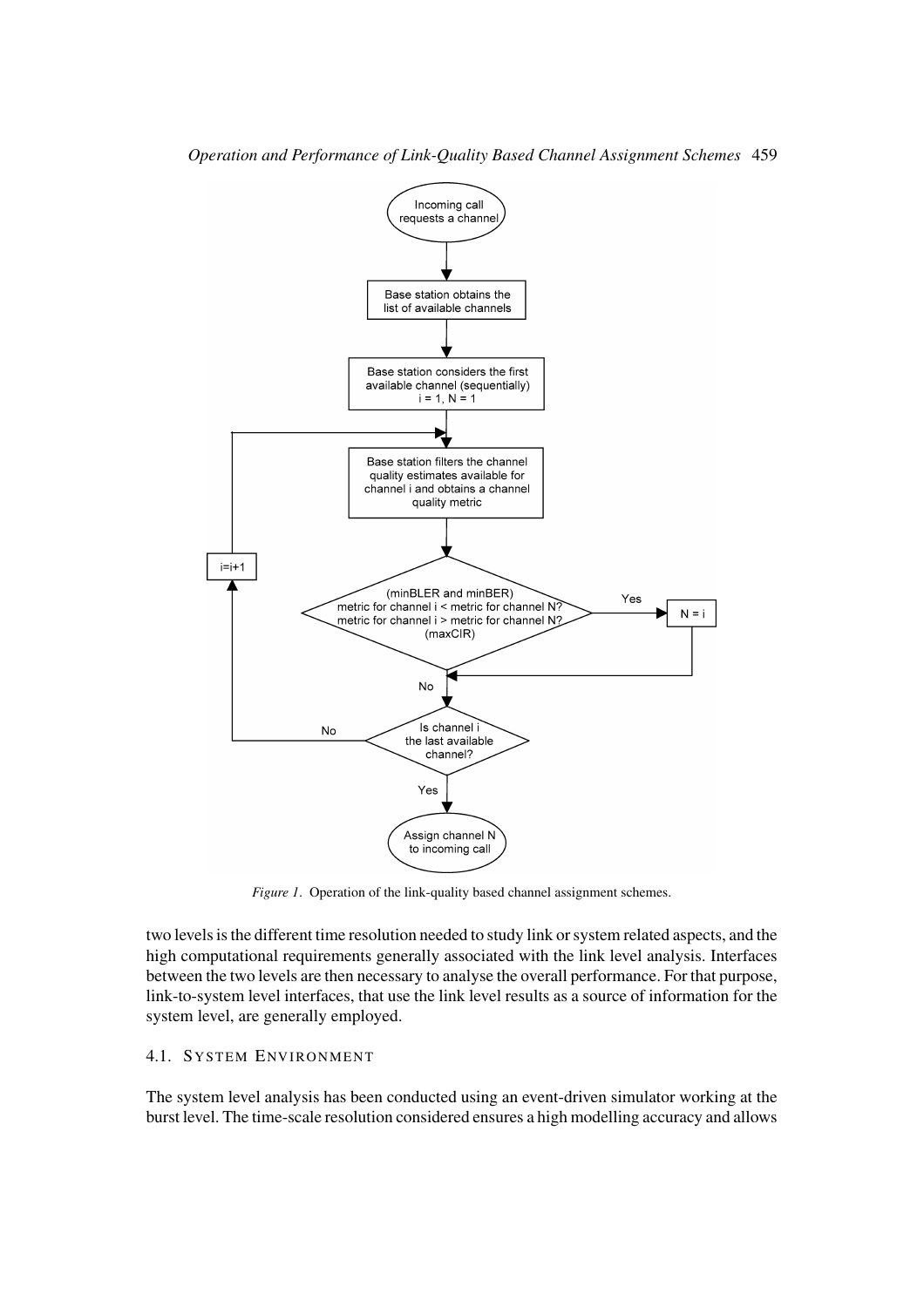*Figure 1*. Operation of the link-quality based channel assignment schemes.

two levels is the different time resolution needed to study link or system related aspects, and the high computational requirements generally associated with the link level analysis. Interfaces between the two levels are then necessary to analyse the overall performance. For that purpose, link-to-system level interfaces, that use the link level results as a source of information for the system level, are generally employed.

### 4.1. System Environment

The system level analysis has been conducted using an event-driven simulator working at the burst level. The time-scale resolution considered ensures a high modelling accuracy and allows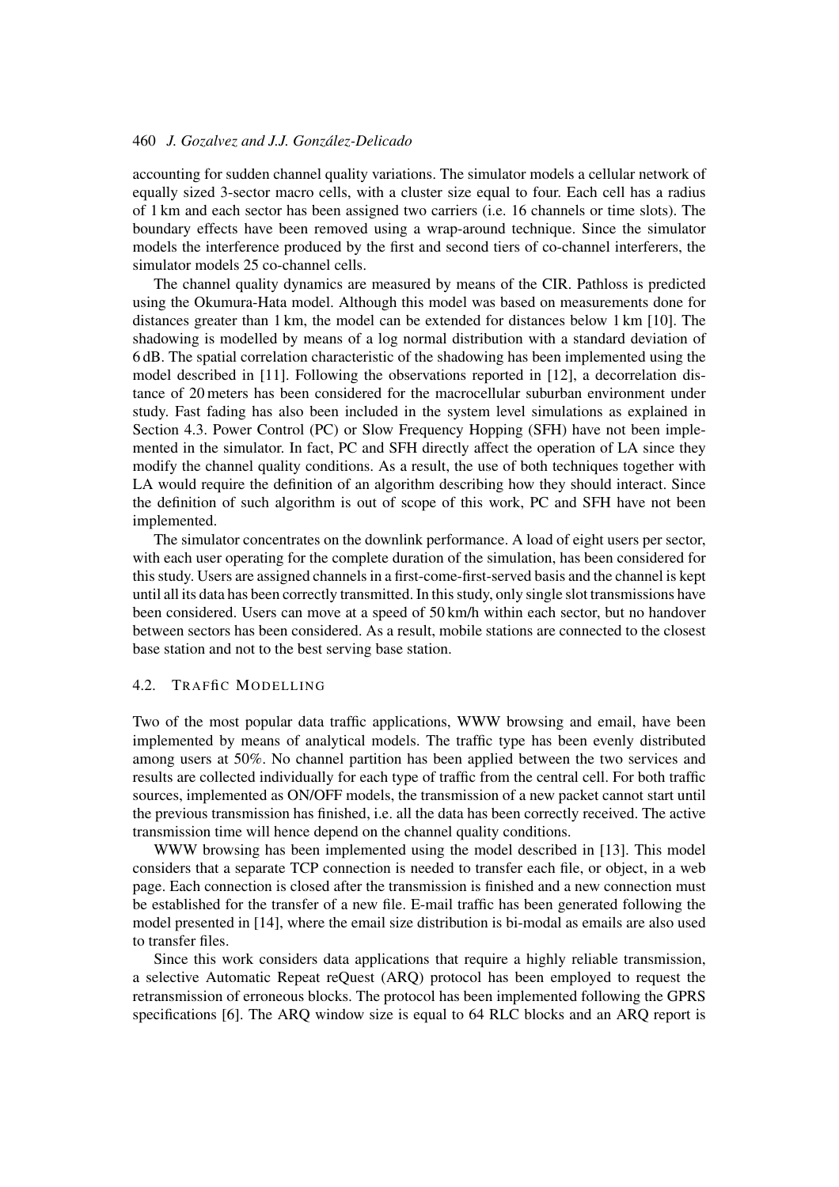accounting for sudden channel quality variations. The simulator models a cellular network of equally sized 3-sector macro cells, with a cluster size equal to four. Each cell has a radius of 1 km and each sector has been assigned two carriers (i.e. 16 channels or time slots). The boundary effects have been removed using a wrap-around technique. Since the simulator models the interference produced by the first and second tiers of co-channel interferers, the simulator models 25 co-channel cells.

The channel quality dynamics are measured by means of the CIR. Pathloss is predicted using the Okumura-Hata model. Although this model was based on measurements done for distances greater than 1 km, the model can be extended for distances below 1 km [10]. The shadowing is modelled by means of a log normal distribution with a standard deviation of 6 dB. The spatial correlation characteristic of the shadowing has been implemented using the model described in [11]. Following the observations reported in [12], a decorrelation distance of 20 meters has been considered for the macrocellular suburban environment under study. Fast fading has also been included in the system level simulations as explained in Section 4.3. Power Control (PC) or Slow Frequency Hopping (SFH) have not been implemented in the simulator. In fact, PC and SFH directly affect the operation of LA since they modify the channel quality conditions. As a result, the use of both techniques together with LA would require the definition of an algorithm describing how they should interact. Since the definition of such algorithm is out of scope of this work, PC and SFH have not been implemented.

The simulator concentrates on the downlink performance. A load of eight users per sector, with each user operating for the complete duration of the simulation, has been considered for this study. Users are assigned channels in a first-come-first-served basis and the channel is kept until all its data has been correctly transmitted. In this study, only single slot transmissions have been considered. Users can move at a speed of 50 km/h within each sector, but no handover between sectors has been considered. As a result, mobile stations are connected to the closest base station and not to the best serving base station.

### 4.2. Traffic Modelling

Two of the most popular data traffic applications, WWW browsing and email, have been implemented by means of analytical models. The traffic type has been evenly distributed among users at 50%. No channel partition has been applied between the two services and results are collected individually for each type of traffic from the central cell. For both traffic sources, implemented as ON/OFF models, the transmission of a new packet cannot start until the previous transmission has finished, i.e. all the data has been correctly received. The active transmission time will hence depend on the channel quality conditions.

WWW browsing has been implemented using the model described in [13]. This model considers that a separate TCP connection is needed to transfer each file, or object, in a web page. Each connection is closed after the transmission is finished and a new connection must be established for the transfer of a new file. E-mail traffic has been generated following the model presented in [14], where the email size distribution is bi-modal as emails are also used to transfer files.

Since this work considers data applications that require a highly reliable transmission, a selective Automatic Repeat reQuest (ARQ) protocol has been employed to request the retransmission of erroneous blocks. The protocol has been implemented following the GPRS specifications [6]. The ARQ window size is equal to 64 RLC blocks and an ARQ report is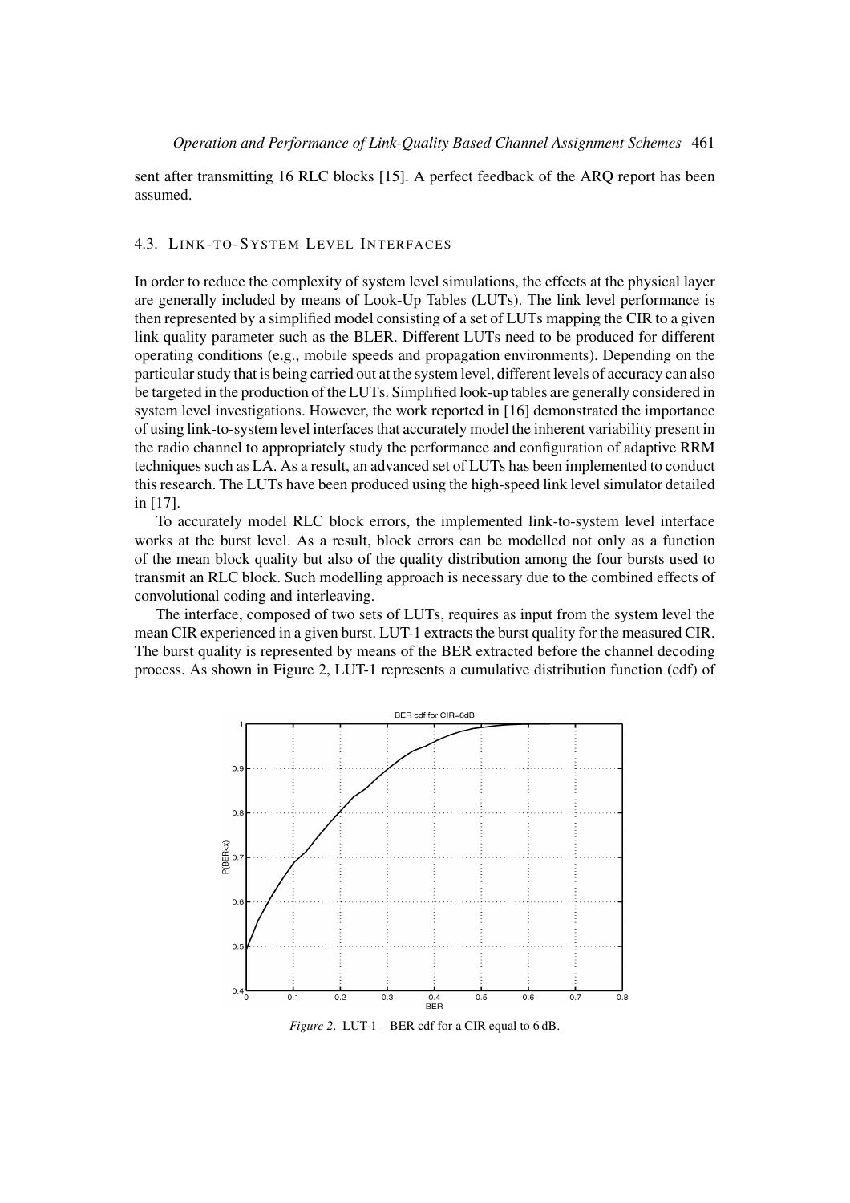sent after transmitting 16 RLC blocks [15]. A perfect feedback of the ARQ report has been assumed.

### 4.3. Link-to-System Level Interfaces

In order to reduce the complexity of system level simulations, the effects at the physical layer are generally included by means of Look-Up Tables (LUTs). The link level performance is then represented by a simplified model consisting of a set of LUTs mapping the CIR to a given link quality parameter such as the BLER. Different LUTs need to be produced for different operating conditions (e.g., mobile speeds and propagation environments). Depending on the particular study that is being carried out at the system level, different levels of accuracy can also be targeted in the production of the LUTs. Simplified look-up tables are generally considered in system level investigations. However, the work reported in [16] demonstrated the importance of using link-to-system level interfaces that accurately model the inherent variability present in the radio channel to appropriately study the performance and configuration of adaptive RRM techniques such as LA. As a result, an advanced set of LUTs has been implemented to conduct this research. The LUTs have been produced using the high-speed link level simulator detailed in [17].

To accurately model RLC block errors, the implemented link-to-system level interface works at the burst level. As a result, block errors can be modelled not only as a function of the mean block quality but also of the quality distribution among the four bursts used to transmit an RLC block. Such modelling approach is necessary due to the combined effects of convolutional coding and interleaving.

The interface, composed of two sets of LUTs, requires as input from the system level the mean CIR experienced in a given burst. LUT-1 extracts the burst quality for the measured CIR. The burst quality is represented by means of the BER extracted before the channel decoding process. As shown in Figure 2, LUT-1 represents a cumulative distribution function (cdf) of

*Figure 2.* LUT-1 – BER cdf for a CIR equal to 6 dB.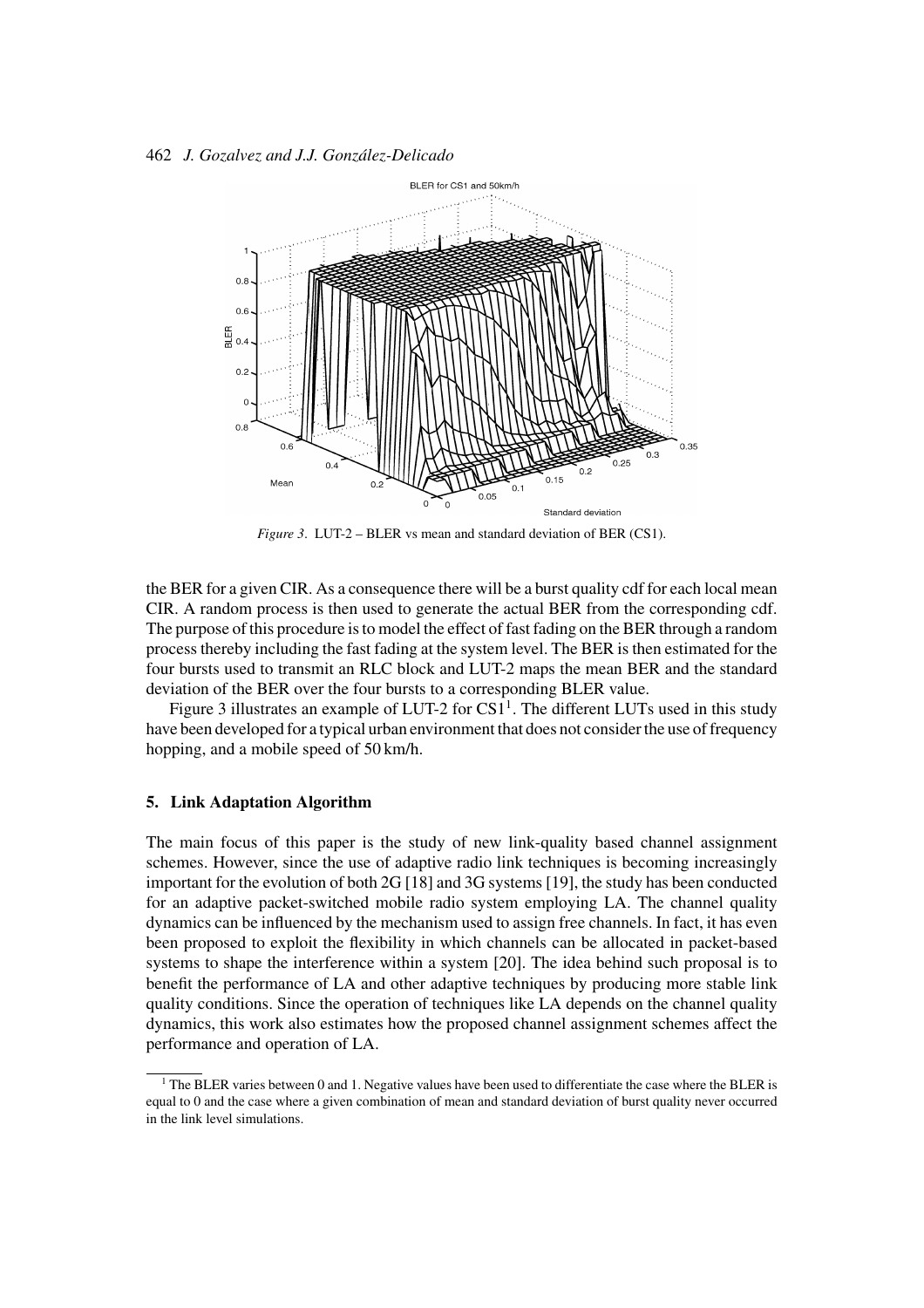*Figure 3*. LUT-2 – BLER vs mean and standard deviation of BER (CS1).

the BER for a given CIR. As a consequence there will be a burst quality cdf for each local mean CIR. A random process is then used to generate the actual BER from the corresponding cdf. The purpose of this procedure is to model the effect of fast fading on the BER through a random process thereby including the fast fading at the system level. The BER is then estimated for the four bursts used to transmit an RLC block and LUT-2 maps the mean BER and the standard deviation of the BER over the four bursts to a corresponding BLER value.

Figure 3 illustrates an example of LUT-2 for CS1[1]. The different LUTs used in this study have been developed for a typical urban environment that does not consider the use of frequency hopping, and a mobile speed of 50 km/h.

## 5. Link Adaptation Algorithm

The main focus of this paper is the study of new link-quality based channel assignment schemes. However, since the use of adaptive radio link techniques is becoming increasingly important for the evolution of both 2G [18] and 3G systems [19], the study has been conducted for an adaptive packet-switched mobile radio system employing LA. The channel quality dynamics can be influenced by the mechanism used to assign free channels. In fact, it has even been proposed to exploit the flexibility in which channels can be allocated in packet-based systems to shape the interference within a system [20]. The idea behind such proposal is to benefit the performance of LA and other adaptive techniques by producing more stable link quality conditions. Since the operation of techniques like LA depends on the channel quality dynamics, this work also estimates how the proposed channel assignment schemes affect the performance and operation of LA.

[1] The BLER varies between 0 and 1. Negative values have been used to differentiate the case where the BLER is equal to 0 and the case where a given combination of mean and standard deviation of burst quality never occurred in the link level simulations.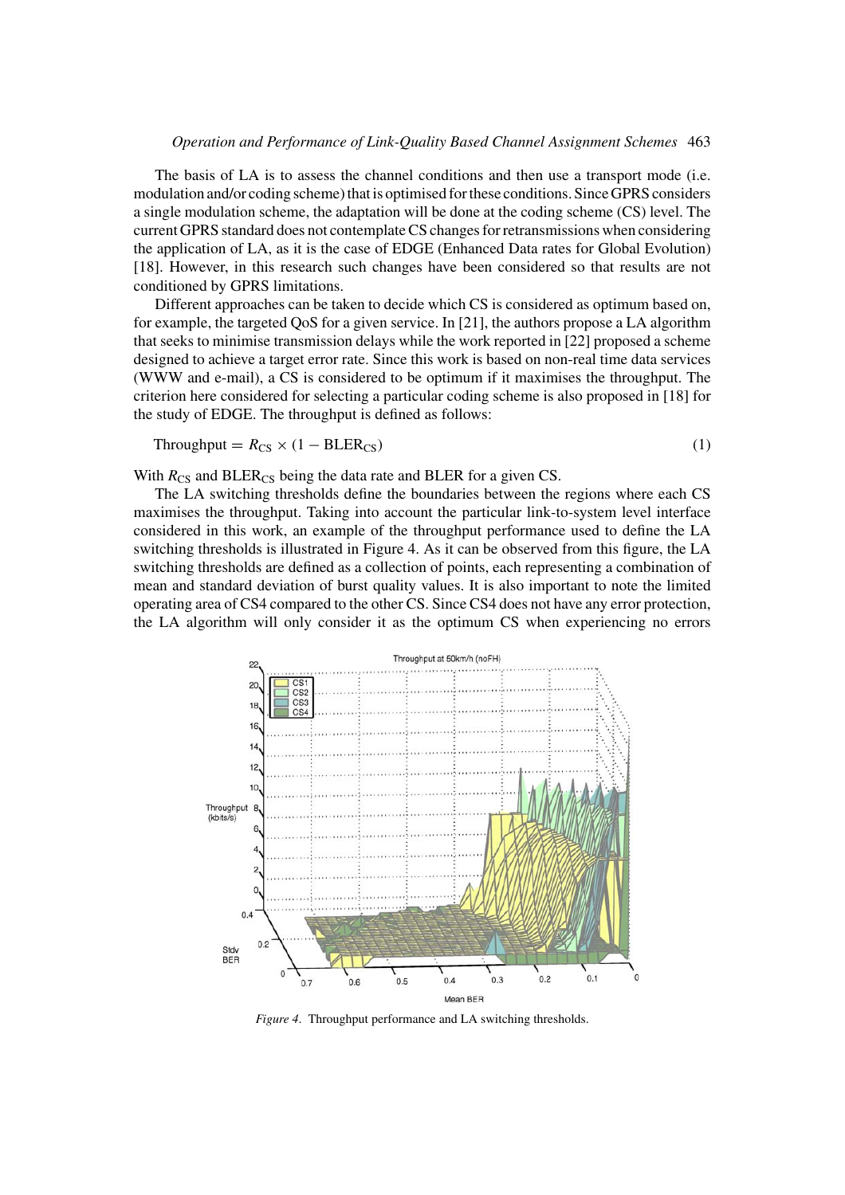The basis of LA is to assess the channel conditions and then use a transport mode (i.e. modulation and/or coding scheme) that is optimised for these conditions. Since GPRS considers a single modulation scheme, the adaptation will be done at the coding scheme (CS) level. The current GPRS standard does not contemplate CS changes for retransmissions when considering the application of LA, as it is the case of EDGE (Enhanced Data rates for Global Evolution) [18]. However, in this research such changes have been considered so that results are not conditioned by GPRS limitations.

Different approaches can be taken to decide which CS is considered as optimum based on, for example, the targeted QoS for a given service. In [21], the authors propose a LA algorithm that seeks to minimise transmission delays while the work reported in [22] proposed a scheme designed to achieve a target error rate. Since this work is based on non-real time data services (WWW and e-mail), a CS is considered to be optimum if it maximises the throughput. The criterion here considered for selecting a particular coding scheme is also proposed in [18] for the study of EDGE. The throughput is defined as follows:

$$\text{Throughput} = R_{\text{CS}} \times (1 - \text{BLER}_{\text{CS}}) \tag{1}$$

With $R_{\text{CS}}$ and $\text{BLER}_{\text{CS}}$ being the data rate and BLER for a given CS.

The LA switching thresholds define the boundaries between the regions where each CS maximises the throughput. Taking into account the particular link-to-system level interface considered in this work, an example of the throughput performance used to define the LA switching thresholds is illustrated in Figure 4. As it can be observed from this figure, the LA switching thresholds are defined as a collection of points, each representing a combination of mean and standard deviation of burst quality values. It is also important to note the limited operating area of CS4 compared to the other CS. Since CS4 does not have any error protection, the LA algorithm will only consider it as the optimum CS when experiencing no errors

*Figure 4*. Throughput performance and LA switching thresholds.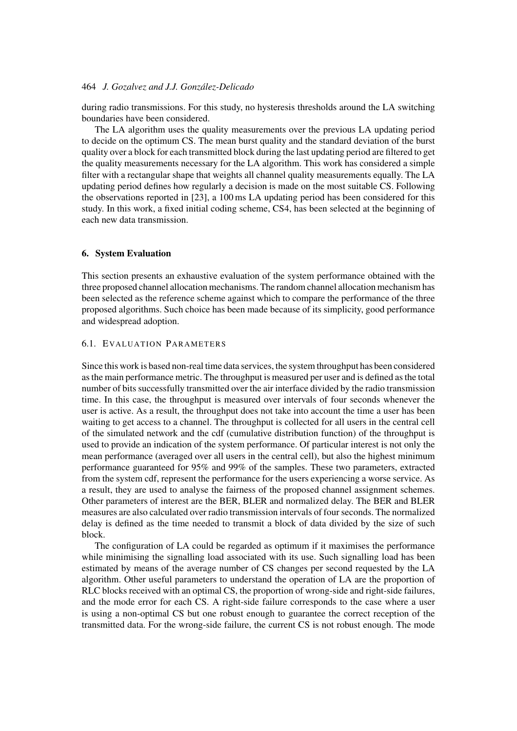during radio transmissions. For this study, no hysteresis thresholds around the LA switching boundaries have been considered.

The LA algorithm uses the quality measurements over the previous LA updating period to decide on the optimum CS. The mean burst quality and the standard deviation of the burst quality over a block for each transmitted block during the last updating period are filtered to get the quality measurements necessary for the LA algorithm. This work has considered a simple filter with a rectangular shape that weights all channel quality measurements equally. The LA updating period defines how regularly a decision is made on the most suitable CS. Following the observations reported in [23], a 100 ms LA updating period has been considered for this study. In this work, a fixed initial coding scheme, CS4, has been selected at the beginning of each new data transmission.

## 6. System Evaluation

This section presents an exhaustive evaluation of the system performance obtained with the three proposed channel allocation mechanisms. The random channel allocation mechanism has been selected as the reference scheme against which to compare the performance of the three proposed algorithms. Such choice has been made because of its simplicity, good performance and widespread adoption.

### 6.1. Evaluation Parameters

Since this work is based non-real time data services, the system throughput has been considered as the main performance metric. The throughput is measured per user and is defined as the total number of bits successfully transmitted over the air interface divided by the radio transmission time. In this case, the throughput is measured over intervals of four seconds whenever the user is active. As a result, the throughput does not take into account the time a user has been waiting to get access to a channel. The throughput is collected for all users in the central cell of the simulated network and the cdf (cumulative distribution function) of the throughput is used to provide an indication of the system performance. Of particular interest is not only the mean performance (averaged over all users in the central cell), but also the highest minimum performance guaranteed for 95% and 99% of the samples. These two parameters, extracted from the system cdf, represent the performance for the users experiencing a worse service. As a result, they are used to analyse the fairness of the proposed channel assignment schemes. Other parameters of interest are the BER, BLER and normalized delay. The BER and BLER measures are also calculated over radio transmission intervals of four seconds. The normalized delay is defined as the time needed to transmit a block of data divided by the size of such block.

The configuration of LA could be regarded as optimum if it maximises the performance while minimising the signalling load associated with its use. Such signalling load has been estimated by means of the average number of CS changes per second requested by the LA algorithm. Other useful parameters to understand the operation of LA are the proportion of RLC blocks received with an optimal CS, the proportion of wrong-side and right-side failures, and the mode error for each CS. A right-side failure corresponds to the case where a user is using a non-optimal CS but one robust enough to guarantee the correct reception of the transmitted data. For the wrong-side failure, the current CS is not robust enough. The mode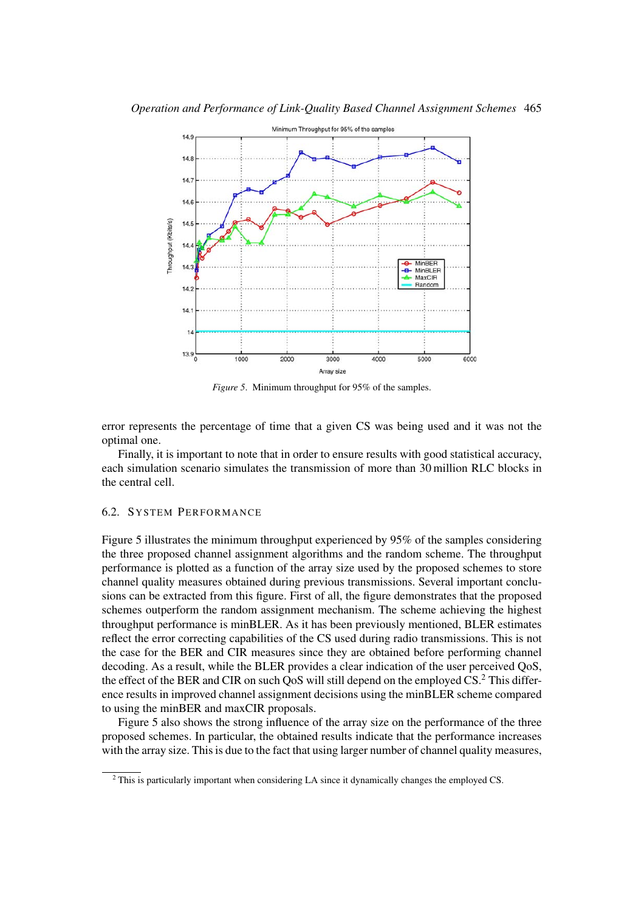*Figure 5*. Minimum throughput for 95% of the samples.

error represents the percentage of time that a given CS was being used and it was not the optimal one.

Finally, it is important to note that in order to ensure results with good statistical accuracy, each simulation scenario simulates the transmission of more than 30 million RLC blocks in the central cell.

### 6.2. System Performance

Figure 5 illustrates the minimum throughput experienced by 95% of the samples considering the three proposed channel assignment algorithms and the random scheme. The throughput performance is plotted as a function of the array size used by the proposed schemes to store channel quality measures obtained during previous transmissions. Several important conclusions can be extracted from this figure. First of all, the figure demonstrates that the proposed schemes outperform the random assignment mechanism. The scheme achieving the highest throughput performance is minBLER. As it has been previously mentioned, BLER estimates reflect the error correcting capabilities of the CS used during radio transmissions. This is not the case for the BER and CIR measures since they are obtained before performing channel decoding. As a result, while the BLER provides a clear indication of the user perceived QoS, the effect of the BER and CIR on such QoS will still depend on the employed CS.[2] This difference results in improved channel assignment decisions using the minBLER scheme compared to using the minBER and maxCIR proposals.

Figure 5 also shows the strong influence of the array size on the performance of the three proposed schemes. In particular, the obtained results indicate that the performance increases with the array size. This is due to the fact that using larger number of channel quality measures,

[2] This is particularly important when considering LA since it dynamically changes the employed CS.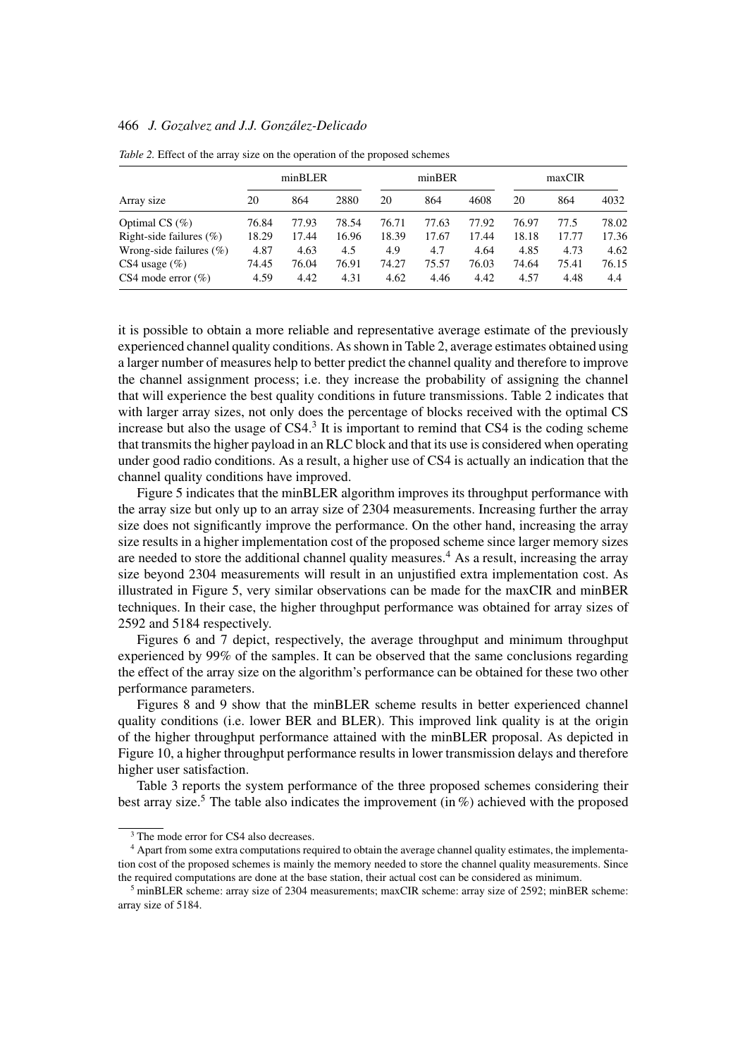*Table 2.* Effect of the array size on the operation of the proposed schemes

| | minBLER | | | minBER | | | maxCIR | | |
|---|---|---|---|---|---|---|---|---|---|
| Array size | 20 | 864 | 2880 | 20 | 864 | 4608 | 20 | 864 | 4032 |
| Optimal CS (%) | 76.84 | 77.93 | 78.54 | 76.71 | 77.63 | 77.92 | 76.97 | 77.5 | 78.02 |
| Right-side failures (%) | 18.29 | 17.44 | 16.96 | 18.39 | 17.67 | 17.44 | 18.18 | 17.77 | 17.36 |
| Wrong-side failures (%) | 4.87 | 4.63 | 4.5 | 4.9 | 4.7 | 4.64 | 4.85 | 4.73 | 4.62 |
| CS4 usage (%) | 74.45 | 76.04 | 76.91 | 74.27 | 75.57 | 76.03 | 74.64 | 75.41 | 76.15 |
| CS4 mode error (%) | 4.59 | 4.42 | 4.31 | 4.62 | 4.46 | 4.42 | 4.57 | 4.48 | 4.4 |

it is possible to obtain a more reliable and representative average estimate of the previously experienced channel quality conditions. As shown in Table 2, average estimates obtained using a larger number of measures help to better predict the channel quality and therefore to improve the channel assignment process; i.e. they increase the probability of assigning the channel that will experience the best quality conditions in future transmissions. Table 2 indicates that with larger array sizes, not only does the percentage of blocks received with the optimal CS increase but also the usage of CS4.[3] It is important to remind that CS4 is the coding scheme that transmits the higher payload in an RLC block and that its use is considered when operating under good radio conditions. As a result, a higher use of CS4 is actually an indication that the channel quality conditions have improved.

Figure 5 indicates that the minBLER algorithm improves its throughput performance with the array size but only up to an array size of 2304 measurements. Increasing further the array size does not significantly improve the performance. On the other hand, increasing the array size results in a higher implementation cost of the proposed scheme since larger memory sizes are needed to store the additional channel quality measures.[4] As a result, increasing the array size beyond 2304 measurements will result in an unjustified extra implementation cost. As illustrated in Figure 5, very similar observations can be made for the maxCIR and minBER techniques. In their case, the higher throughput performance was obtained for array sizes of 2592 and 5184 respectively.

Figures 6 and 7 depict, respectively, the average throughput and minimum throughput experienced by 99% of the samples. It can be observed that the same conclusions regarding the effect of the array size on the algorithm's performance can be obtained for these two other performance parameters.

Figures 8 and 9 show that the minBLER scheme results in better experienced channel quality conditions (i.e. lower BER and BLER). This improved link quality is at the origin of the higher throughput performance attained with the minBLER proposal. As depicted in Figure 10, a higher throughput performance results in lower transmission delays and therefore higher user satisfaction.

Table 3 reports the system performance of the three proposed schemes considering their best array size.[5] The table also indicates the improvement (in %) achieved with the proposed

[3] The mode error for CS4 also decreases.

[4] Apart from some extra computations required to obtain the average channel quality estimates, the implementation cost of the proposed schemes is mainly the memory needed to store the channel quality measurements. Since the required computations are done at the base station, their actual cost can be considered as minimum.

[5] minBLER scheme: array size of 2304 measurements; maxCIR scheme: array size of 2592; minBER scheme: array size of 5184.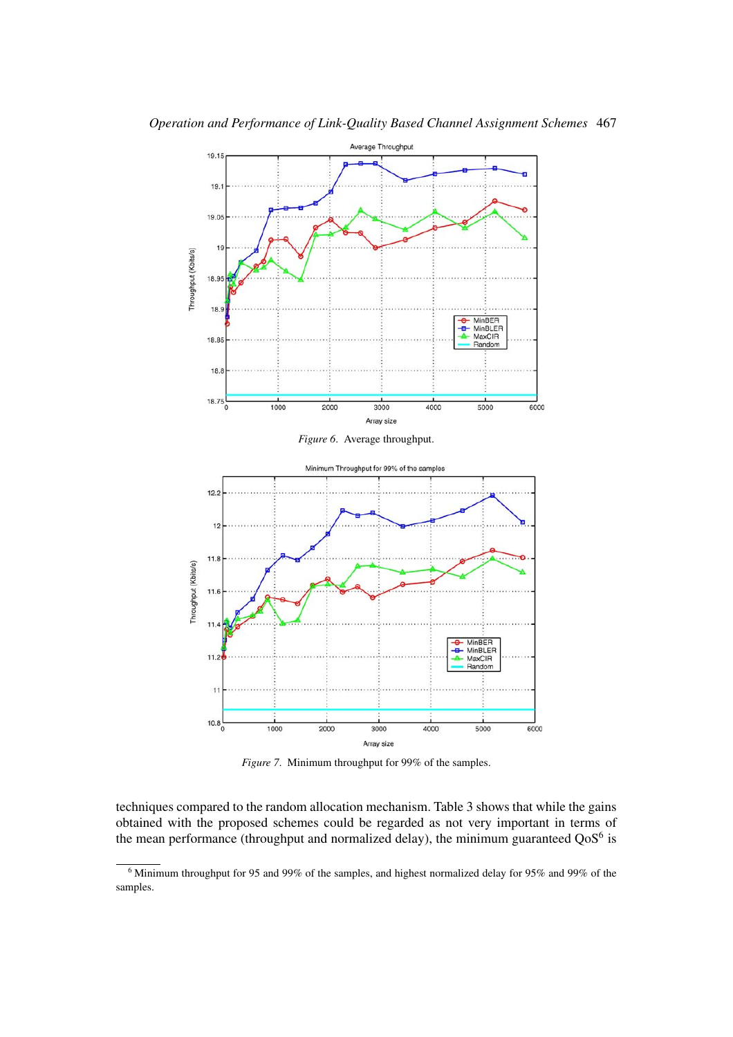*Figure 6*. Average throughput.

*Figure 7*. Minimum throughput for 99% of the samples.

techniques compared to the random allocation mechanism. Table 3 shows that while the gains obtained with the proposed schemes could be regarded as not very important in terms of the mean performance (throughput and normalized delay), the minimum guaranteed QoS[6] is

[6] Minimum throughput for 95 and 99% of the samples, and highest normalized delay for 95% and 99% of the samples.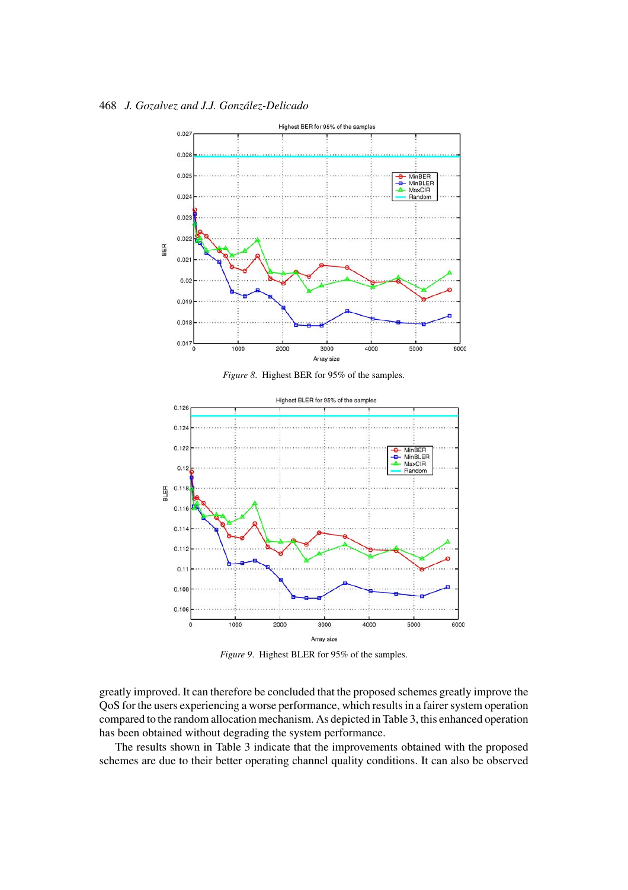*Figure 8*. Highest BER for 95% of the samples.

*Figure 9*. Highest BLER for 95% of the samples.

greatly improved. It can therefore be concluded that the proposed schemes greatly improve the QoS for the users experiencing a worse performance, which results in a fairer system operation compared to the random allocation mechanism. As depicted in Table 3, this enhanced operation has been obtained without degrading the system performance.

The results shown in Table 3 indicate that the improvements obtained with the proposed schemes are due to their better operating channel quality conditions. It can also be observed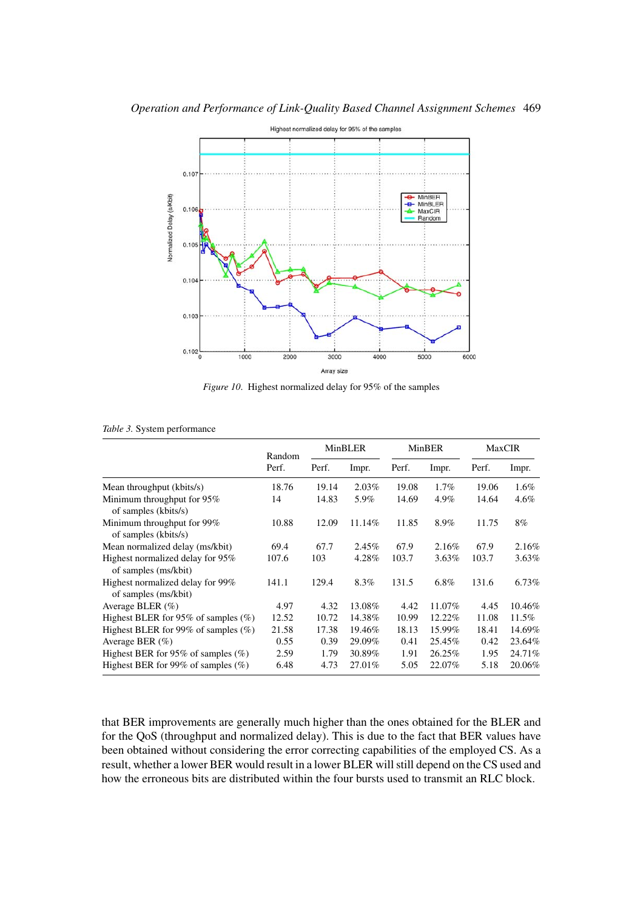Figure 10. Highest normalized delay for 95% of the samples

*Table 3.* System performance

| | Random | MinBLER | | MinBER | | MaxCIR | |
|---|---|---|---|---|---|---|---|
| | Perf. | Perf. | Impr. | Perf. | Impr. | Perf. | Impr. |
| Mean throughput (kbits/s) | 18.76 | 19.14 | 2.03% | 19.08 | 1.7% | 19.06 | 1.6% |
| Minimum throughput for 95% of samples (kbits/s) | 14 | 14.83 | 5.9% | 14.69 | 4.9% | 14.64 | 4.6% |
| Minimum throughput for 99% of samples (kbits/s) | 10.88 | 12.09 | 11.14% | 11.85 | 8.9% | 11.75 | 8% |
| Mean normalized delay (ms/kbit) | 69.4 | 67.7 | 2.45% | 67.9 | 2.16% | 67.9 | 2.16% |
| Highest normalized delay for 95% of samples (ms/kbit) | 107.6 | 103 | 4.28% | 103.7 | 3.63% | 103.7 | 3.63% |
| Highest normalized delay for 99% of samples (ms/kbit) | 141.1 | 129.4 | 8.3% | 131.5 | 6.8% | 131.6 | 6.73% |
| Average BLER (%) | 4.97 | 4.32 | 13.08% | 4.42 | 11.07% | 4.45 | 10.46% |
| Highest BLER for 95% of samples (%) | 12.52 | 10.72 | 14.38% | 10.99 | 12.22% | 11.08 | 11.5% |
| Highest BLER for 99% of samples (%) | 21.58 | 17.38 | 19.46% | 18.13 | 15.99% | 18.41 | 14.69% |
| Average BER (%) | 0.55 | 0.39 | 29.09% | 0.41 | 25.45% | 0.42 | 23.64% |
| Highest BER for 95% of samples (%) | 2.59 | 1.79 | 30.89% | 1.91 | 26.25% | 1.95 | 24.71% |
| Highest BER for 99% of samples (%) | 6.48 | 4.73 | 27.01% | 5.05 | 22.07% | 5.18 | 20.06% |

that BER improvements are generally much higher than the ones obtained for the BLER and for the QoS (throughput and normalized delay). This is due to the fact that BER values have been obtained without considering the error correcting capabilities of the employed CS. As a result, whether a lower BER would result in a lower BLER will still depend on the CS used and how the erroneous bits are distributed within the four bursts used to transmit an RLC block.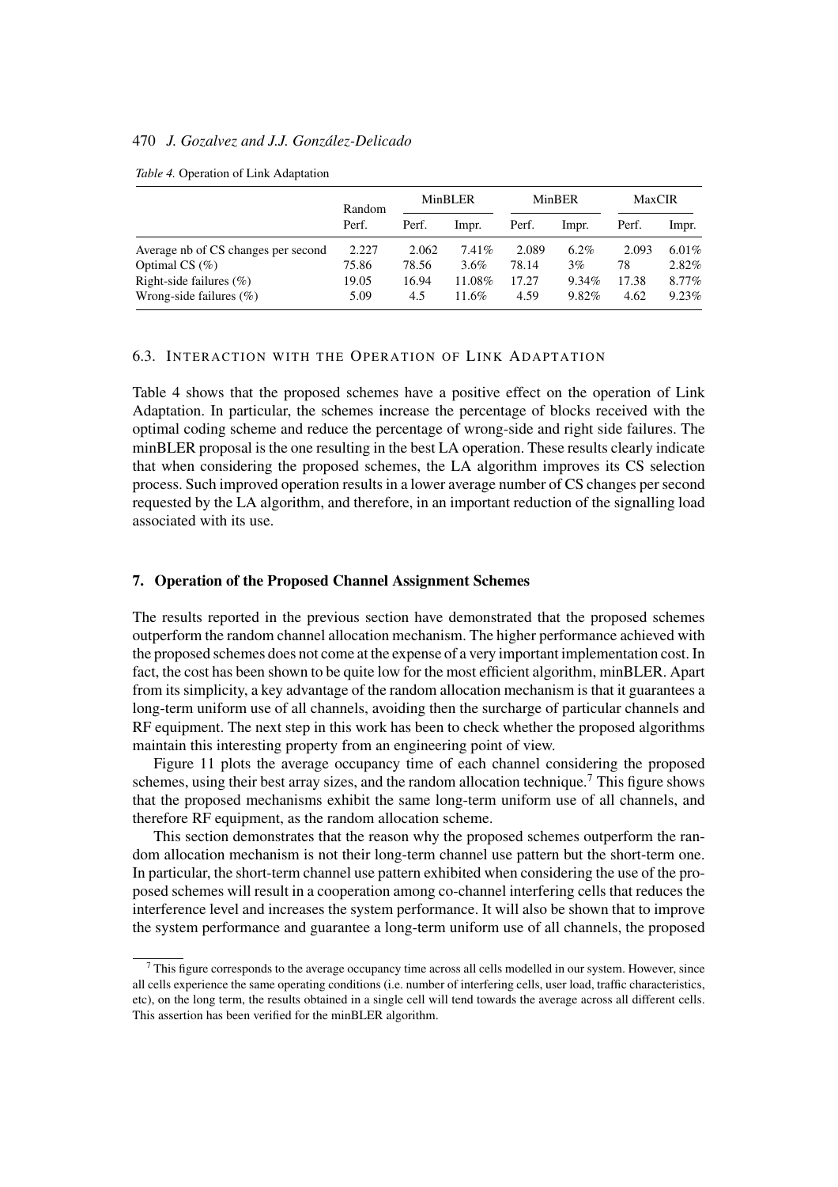*Table 4.* Operation of Link Adaptation

| | Random | MinBLER | | MinBER | | MaxCIR | |
|---|---|---|---|---|---|---|---|
| | Perf. | Perf. | Impr. | Perf. | Impr. | Perf. | Impr. |
| Average nb of CS changes per second | 2.227 | 2.062 | 7.41% | 2.089 | 6.2% | 2.093 | 6.01% |
| Optimal CS (%) | 75.86 | 78.56 | 3.6% | 78.14 | 3% | 78 | 2.82% |
| Right-side failures (%) | 19.05 | 16.94 | 11.08% | 17.27 | 9.34% | 17.38 | 8.77% |
| Wrong-side failures (%) | 5.09 | 4.5 | 11.6% | 4.59 | 9.82% | 4.62 | 9.23% |

### 6.3. Interaction with the Operation of Link Adaptation

Table 4 shows that the proposed schemes have a positive effect on the operation of Link Adaptation. In particular, the schemes increase the percentage of blocks received with the optimal coding scheme and reduce the percentage of wrong-side and right side failures. The minBLER proposal is the one resulting in the best LA operation. These results clearly indicate that when considering the proposed schemes, the LA algorithm improves its CS selection process. Such improved operation results in a lower average number of CS changes per second requested by the LA algorithm, and therefore, in an important reduction of the signalling load associated with its use.

## 7. Operation of the Proposed Channel Assignment Schemes

The results reported in the previous section have demonstrated that the proposed schemes outperform the random channel allocation mechanism. The higher performance achieved with the proposed schemes does not come at the expense of a very important implementation cost. In fact, the cost has been shown to be quite low for the most efficient algorithm, minBLER. Apart from its simplicity, a key advantage of the random allocation mechanism is that it guarantees a long-term uniform use of all channels, avoiding then the surcharge of particular channels and RF equipment. The next step in this work has been to check whether the proposed algorithms maintain this interesting property from an engineering point of view.

Figure 11 plots the average occupancy time of each channel considering the proposed schemes, using their best array sizes, and the random allocation technique.[7] This figure shows that the proposed mechanisms exhibit the same long-term uniform use of all channels, and therefore RF equipment, as the random allocation scheme.

This section demonstrates that the reason why the proposed schemes outperform the random allocation mechanism is not their long-term channel use pattern but the short-term one. In particular, the short-term channel use pattern exhibited when considering the use of the proposed schemes will result in a cooperation among co-channel interfering cells that reduces the interference level and increases the system performance. It will also be shown that to improve the system performance and guarantee a long-term uniform use of all channels, the proposed

[7] This figure corresponds to the average occupancy time across all cells modelled in our system. However, since all cells experience the same operating conditions (i.e. number of interfering cells, user load, traffic characteristics, etc), on the long term, the results obtained in a single cell will tend towards the average across all different cells. This assertion has been verified for the minBLER algorithm.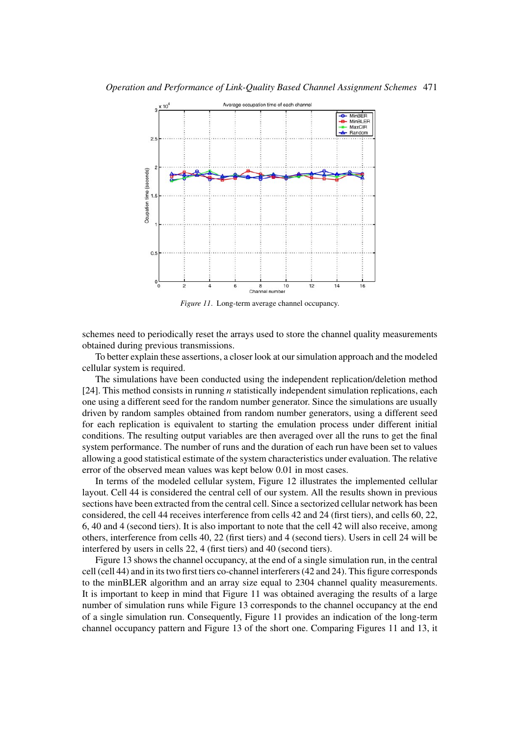*Figure 11*. Long-term average channel occupancy.

schemes need to periodically reset the arrays used to store the channel quality measurements obtained during previous transmissions.

To better explain these assertions, a closer look at our simulation approach and the modeled cellular system is required.

The simulations have been conducted using the independent replication/deletion method [24]. This method consists in running *n* statistically independent simulation replications, each one using a different seed for the random number generator. Since the simulations are usually driven by random samples obtained from random number generators, using a different seed for each replication is equivalent to starting the emulation process under different initial conditions. The resulting output variables are then averaged over all the runs to get the final system performance. The number of runs and the duration of each run have been set to values allowing a good statistical estimate of the system characteristics under evaluation. The relative error of the observed mean values was kept below 0.01 in most cases.

In terms of the modeled cellular system, Figure 12 illustrates the implemented cellular layout. Cell 44 is considered the central cell of our system. All the results shown in previous sections have been extracted from the central cell. Since a sectorized cellular network has been considered, the cell 44 receives interference from cells 42 and 24 (first tiers), and cells 60, 22, 6, 40 and 4 (second tiers). It is also important to note that the cell 42 will also receive, among others, interference from cells 40, 22 (first tiers) and 4 (second tiers). Users in cell 24 will be interfered by users in cells 22, 4 (first tiers) and 40 (second tiers).

Figure 13 shows the channel occupancy, at the end of a single simulation run, in the central cell (cell 44) and in its two first tiers co-channel interferers (42 and 24). This figure corresponds to the minBLER algorithm and an array size equal to 2304 channel quality measurements. It is important to keep in mind that Figure 11 was obtained averaging the results of a large number of simulation runs while Figure 13 corresponds to the channel occupancy at the end of a single simulation run. Consequently, Figure 11 provides an indication of the long-term channel occupancy pattern and Figure 13 of the short one. Comparing Figures 11 and 13, it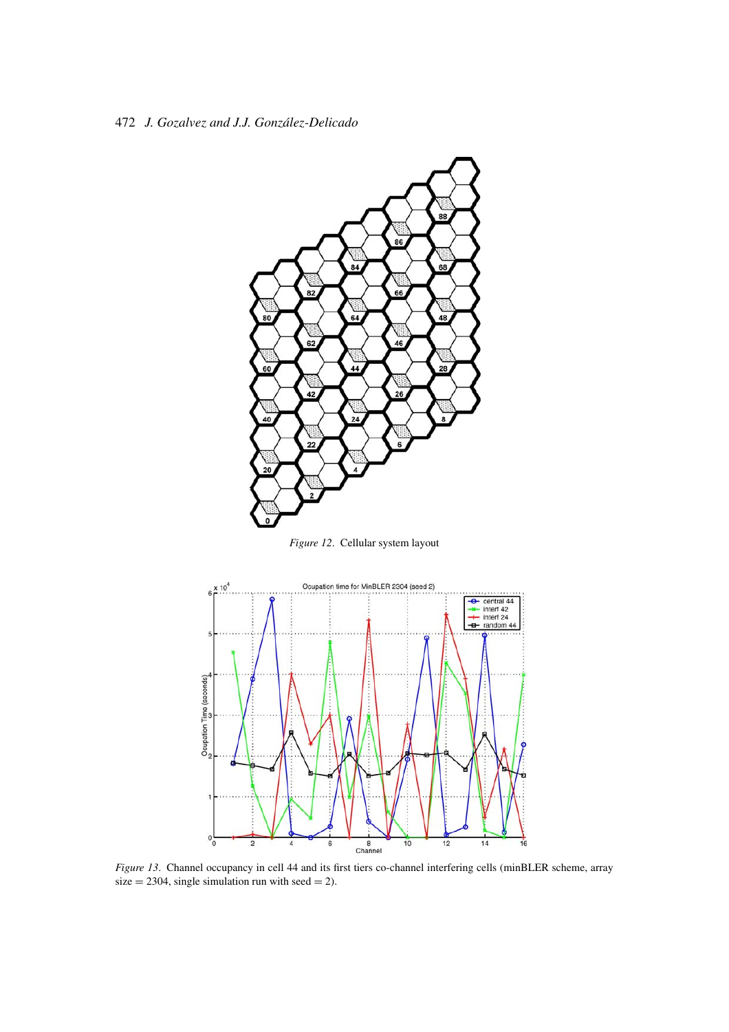*Figure 12*. Cellular system layout

*Figure 13*. Channel occupancy in cell 44 and its first tiers co-channel interfering cells (minBLER scheme, array size = 2304, single simulation run with seed = 2).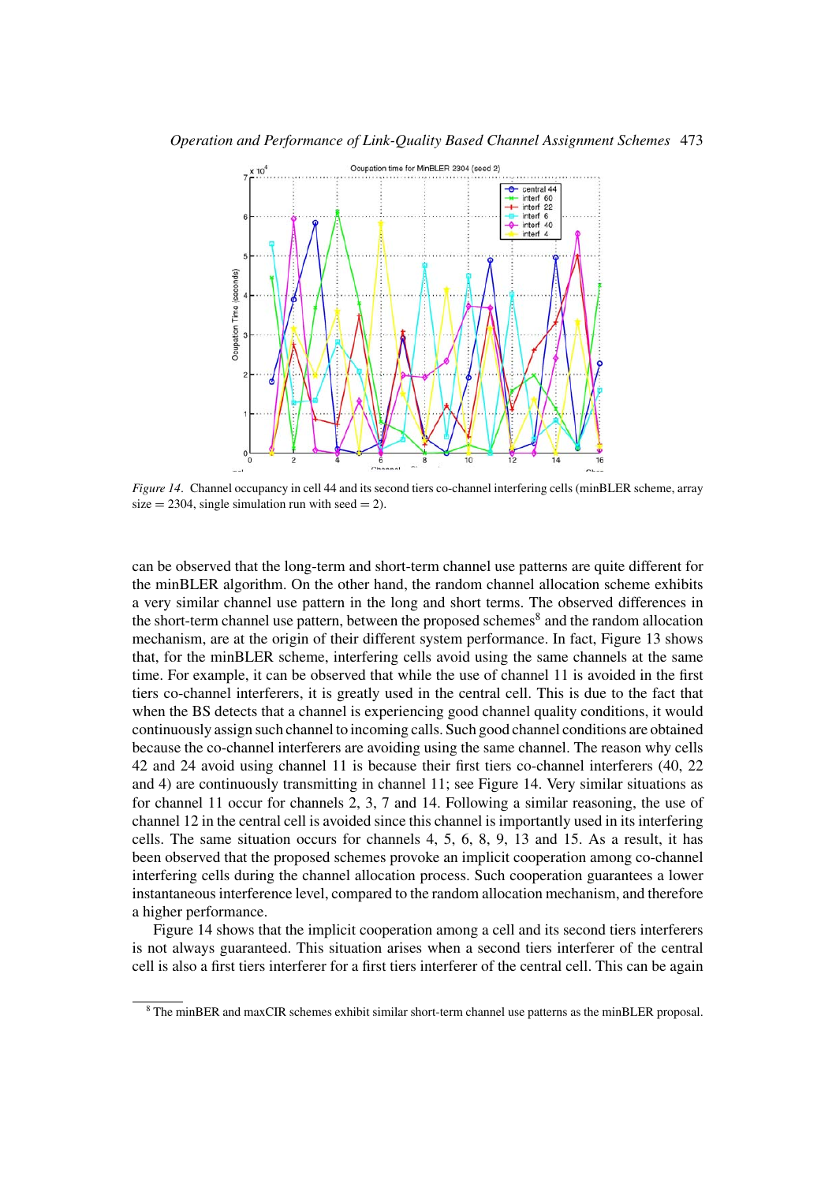*Figure 14*. Channel occupancy in cell 44 and its second tiers co-channel interfering cells (minBLER scheme, array size = 2304, single simulation run with seed = 2).

can be observed that the long-term and short-term channel use patterns are quite different for the minBLER algorithm. On the other hand, the random channel allocation scheme exhibits a very similar channel use pattern in the long and short terms. The observed differences in the short-term channel use pattern, between the proposed schemes[8] and the random allocation mechanism, are at the origin of their different system performance. In fact, Figure 13 shows that, for the minBLER scheme, interfering cells avoid using the same channels at the same time. For example, it can be observed that while the use of channel 11 is avoided in the first tiers co-channel interferers, it is greatly used in the central cell. This is due to the fact that when the BS detects that a channel is experiencing good channel quality conditions, it would continuously assign such channel to incoming calls. Such good channel conditions are obtained because the co-channel interferers are avoiding using the same channel. The reason why cells 42 and 24 avoid using channel 11 is because their first tiers co-channel interferers (40, 22 and 4) are continuously transmitting in channel 11; see Figure 14. Very similar situations as for channel 11 occur for channels 2, 3, 7 and 14. Following a similar reasoning, the use of channel 12 in the central cell is avoided since this channel is importantly used in its interfering cells. The same situation occurs for channels 4, 5, 6, 8, 9, 13 and 15. As a result, it has been observed that the proposed schemes provoke an implicit cooperation among co-channel interfering cells during the channel allocation process. Such cooperation guarantees a lower instantaneous interference level, compared to the random allocation mechanism, and therefore a higher performance.

Figure 14 shows that the implicit cooperation among a cell and its second tiers interferers is not always guaranteed. This situation arises when a second tiers interferer of the central cell is also a first tiers interferer for a first tiers interferer of the central cell. This can be again

[8] The minBER and maxCIR schemes exhibit similar short-term channel use patterns as the minBLER proposal.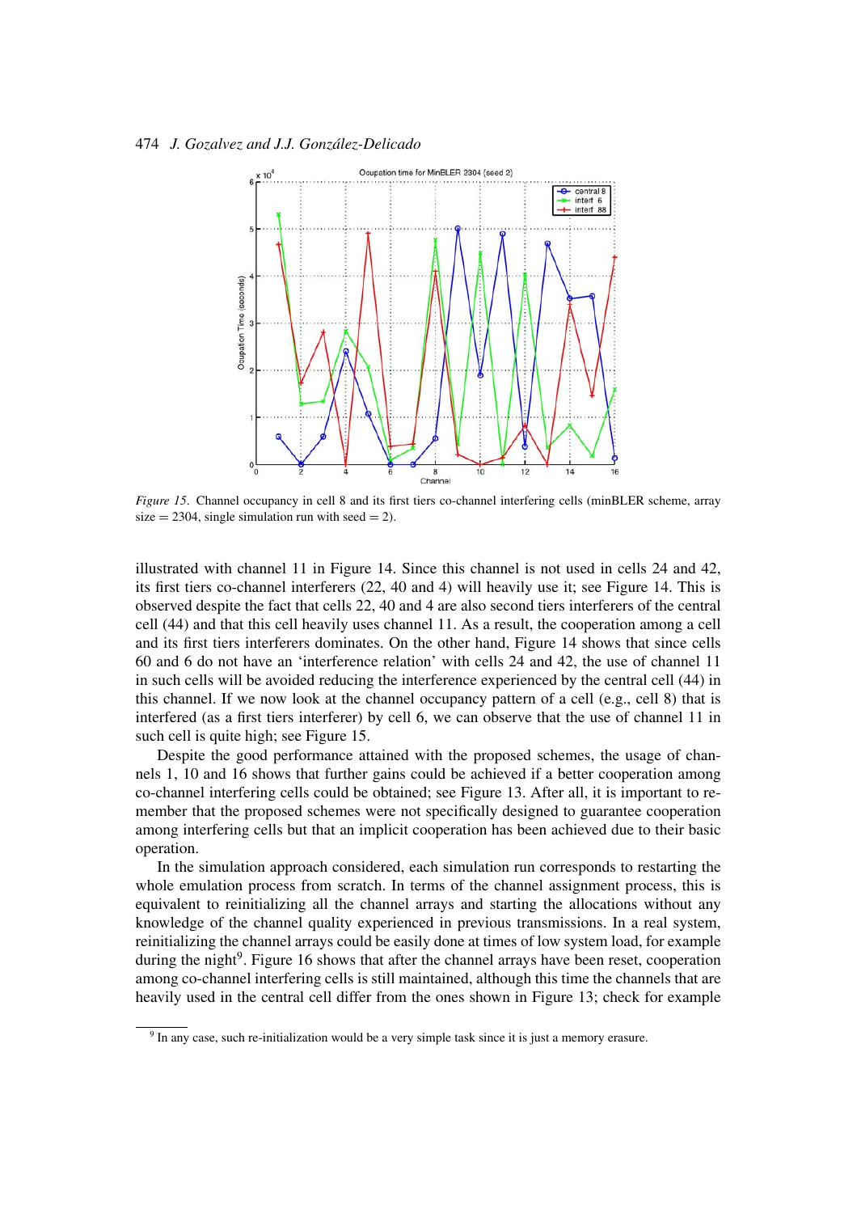*Figure 15*. Channel occupancy in cell 8 and its first tiers co-channel interfering cells (minBLER scheme, array size = 2304, single simulation run with seed = 2).

illustrated with channel 11 in Figure 14. Since this channel is not used in cells 24 and 42, its first tiers co-channel interferers (22, 40 and 4) will heavily use it; see Figure 14. This is observed despite the fact that cells 22, 40 and 4 are also second tiers interferers of the central cell (44) and that this cell heavily uses channel 11. As a result, the cooperation among a cell and its first tiers interferers dominates. On the other hand, Figure 14 shows that since cells 60 and 6 do not have an 'interference relation' with cells 24 and 42, the use of channel 11 in such cells will be avoided reducing the interference experienced by the central cell (44) in this channel. If we now look at the channel occupancy pattern of a cell (e.g., cell 8) that is interfered (as a first tiers interferer) by cell 6, we can observe that the use of channel 11 in such cell is quite high; see Figure 15.

Despite the good performance attained with the proposed schemes, the usage of channels 1, 10 and 16 shows that further gains could be achieved if a better cooperation among co-channel interfering cells could be obtained; see Figure 13. After all, it is important to remember that the proposed schemes were not specifically designed to guarantee cooperation among interfering cells but that an implicit cooperation has been achieved due to their basic operation.

In the simulation approach considered, each simulation run corresponds to restarting the whole emulation process from scratch. In terms of the channel assignment process, this is equivalent to reinitializing all the channel arrays and starting the allocations without any knowledge of the channel quality experienced in previous transmissions. In a real system, reinitializing the channel arrays could be easily done at times of low system load, for example during the night[9]. Figure 16 shows that after the channel arrays have been reset, cooperation among co-channel interfering cells is still maintained, although this time the channels that are heavily used in the central cell differ from the ones shown in Figure 13; check for example

[9] In any case, such re-initialization would be a very simple task since it is just a memory erasure.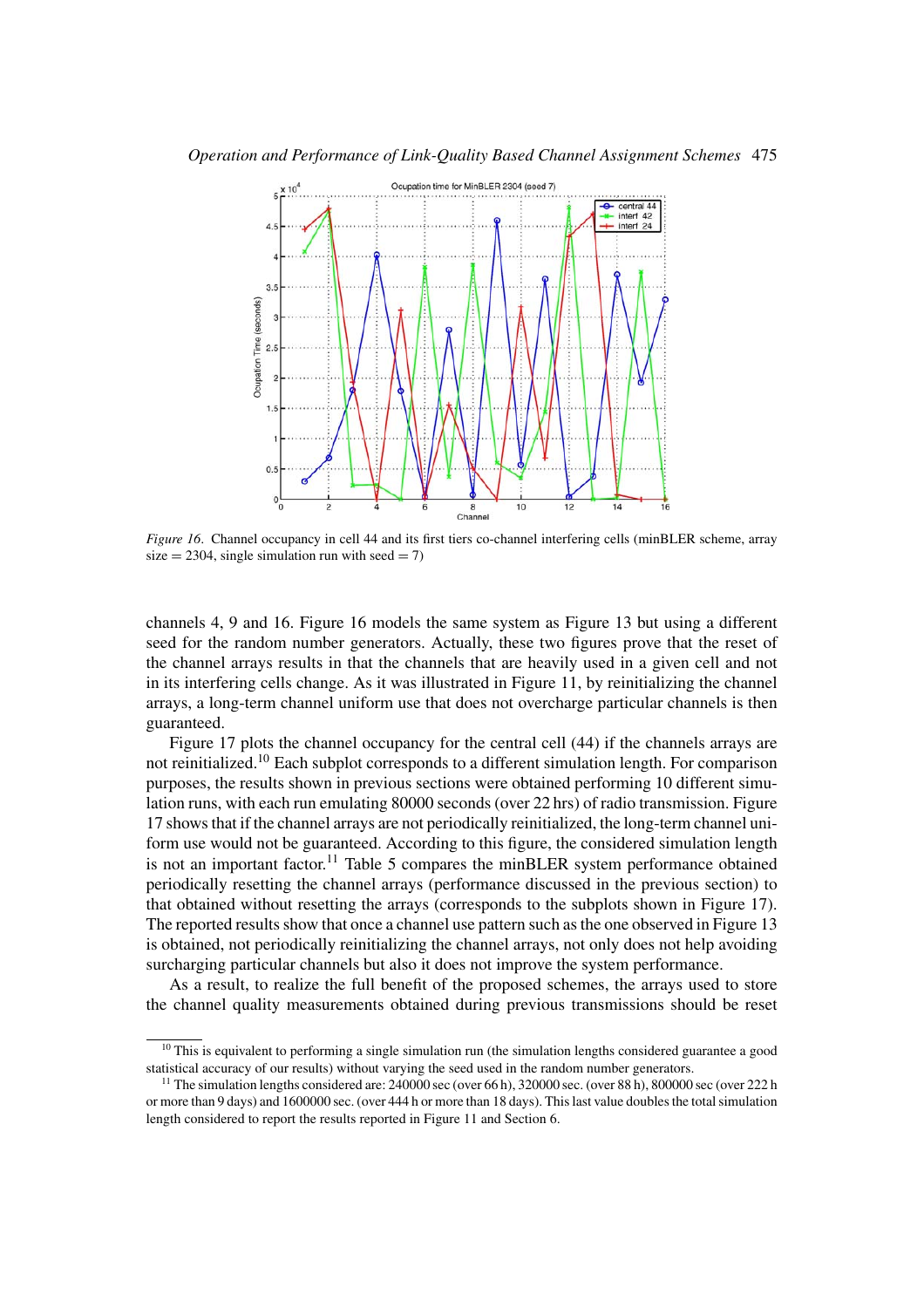*Figure 16*. Channel occupancy in cell 44 and its first tiers co-channel interfering cells (minBLER scheme, array size = 2304, single simulation run with seed = 7)

channels 4, 9 and 16. Figure 16 models the same system as Figure 13 but using a different seed for the random number generators. Actually, these two figures prove that the reset of the channel arrays results in that the channels that are heavily used in a given cell and not in its interfering cells change. As it was illustrated in Figure 11, by reinitializing the channel arrays, a long-term channel uniform use that does not overcharge particular channels is then guaranteed.

Figure 17 plots the channel occupancy for the central cell (44) if the channels arrays are not reinitialized.[10] Each subplot corresponds to a different simulation length. For comparison purposes, the results shown in previous sections were obtained performing 10 different simulation runs, with each run emulating 80000 seconds (over 22 hrs) of radio transmission. Figure 17 shows that if the channel arrays are not periodically reinitialized, the long-term channel uniform use would not be guaranteed. According to this figure, the considered simulation length is not an important factor.[11] Table 5 compares the minBLER system performance obtained periodically resetting the channel arrays (performance discussed in the previous section) to that obtained without resetting the arrays (corresponds to the subplots shown in Figure 17). The reported results show that once a channel use pattern such as the one observed in Figure 13 is obtained, not periodically reinitializing the channel arrays, not only does not help avoiding surcharging particular channels but also it does not improve the system performance.

As a result, to realize the full benefit of the proposed schemes, the arrays used to store the channel quality measurements obtained during previous transmissions should be reset

[10] This is equivalent to performing a single simulation run (the simulation lengths considered guarantee a good statistical accuracy of our results) without varying the seed used in the random number generators.

[11] The simulation lengths considered are: 240000 sec (over 66 h), 320000 sec. (over 88 h), 800000 sec (over 222 h or more than 9 days) and 1600000 sec. (over 444 h or more than 18 days). This last value doubles the total simulation length considered to report the results reported in Figure 11 and Section 6.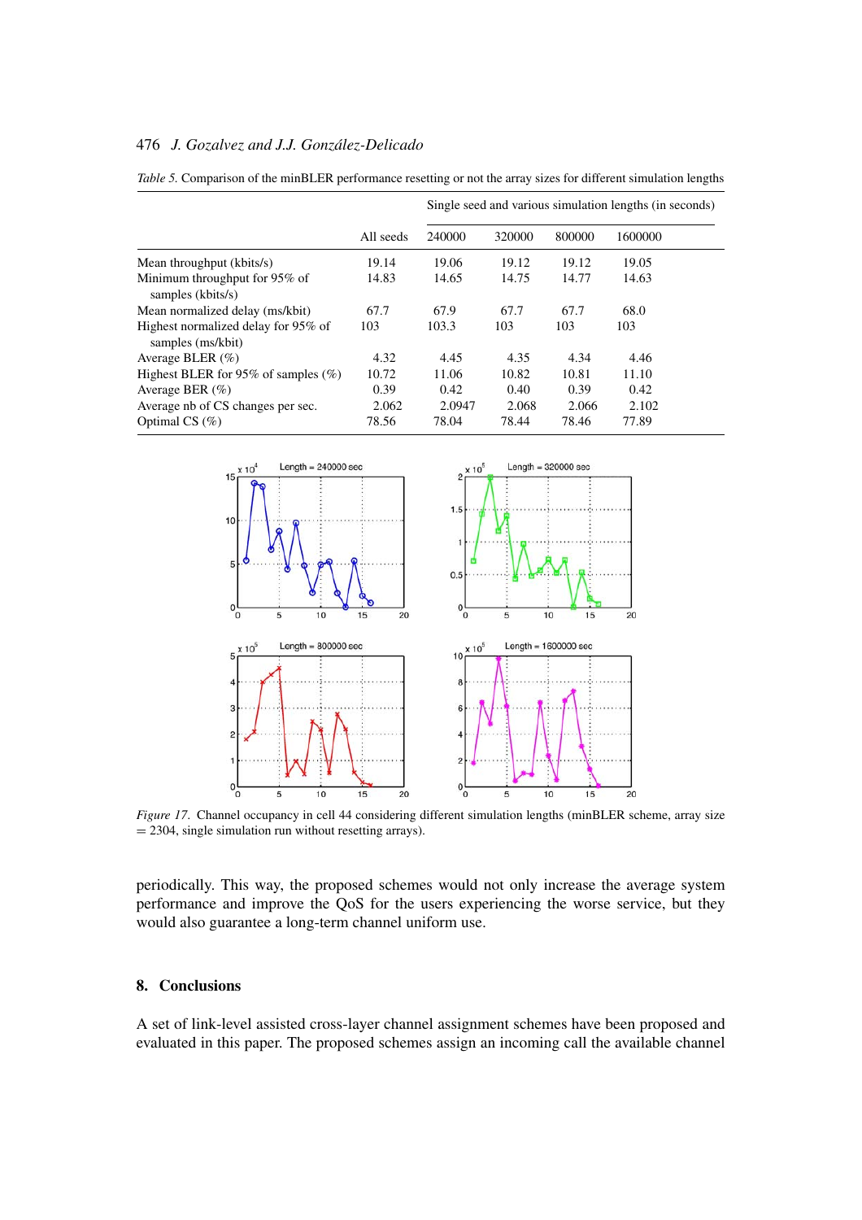*Table 5.* Comparison of the minBLER performance resetting or not the array sizes for different simulation lengths

| | | Single seed and various simulation lengths (in seconds) | | | |
|---|---|---|---|---|---|
| | All seeds | 240000 | 320000 | 800000 | 1600000 |
| Mean throughput (kbits/s) | 19.14 | 19.06 | 19.12 | 19.12 | 19.05 |
| Minimum throughput for 95% of samples (kbits/s) | 14.83 | 14.65 | 14.75 | 14.77 | 14.63 |
| Mean normalized delay (ms/kbit) | 67.7 | 67.9 | 67.7 | 67.7 | 68.0 |
| Highest normalized delay for 95% of samples (ms/kbit) | 103 | 103.3 | 103 | 103 | 103 |
| Average BLER (%) | 4.32 | 4.45 | 4.35 | 4.34 | 4.46 |
| Highest BLER for 95% of samples (%) | 10.72 | 11.06 | 10.82 | 10.81 | 11.10 |
| Average BER (%) | 0.39 | 0.42 | 0.40 | 0.39 | 0.42 |
| Average nb of CS changes per sec. | 2.062 | 2.0947 | 2.068 | 2.066 | 2.102 |
| Optimal CS (%) | 78.56 | 78.04 | 78.44 | 78.46 | 77.89 |

*Figure 17.* Channel occupancy in cell 44 considering different simulation lengths (minBLER scheme, array size = 2304, single simulation run without resetting arrays).

periodically. This way, the proposed schemes would not only increase the average system performance and improve the QoS for the users experiencing the worse service, but they would also guarantee a long-term channel uniform use.

## 8. Conclusions

A set of link-level assisted cross-layer channel assignment schemes have been proposed and evaluated in this paper. The proposed schemes assign an incoming call the available channel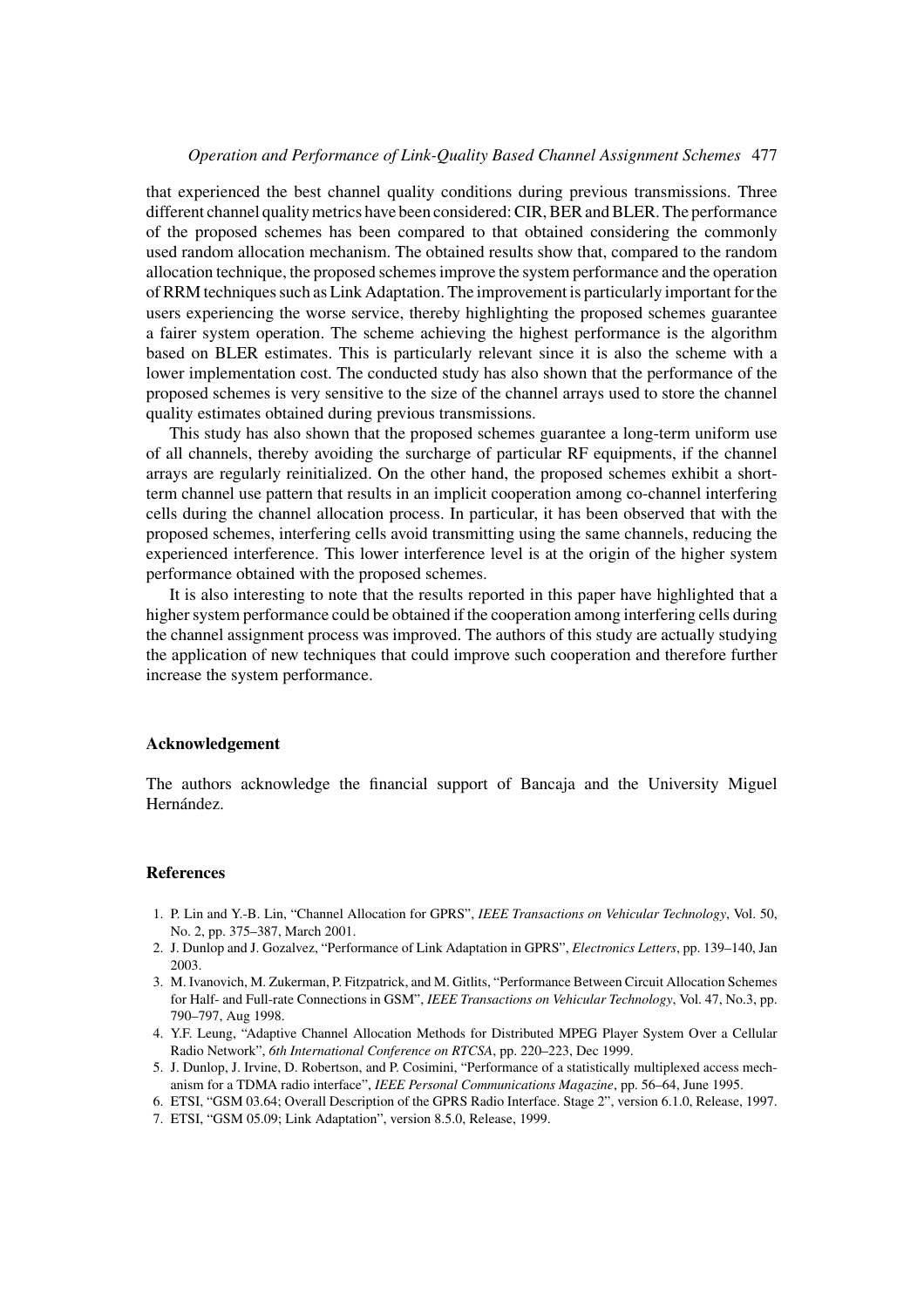that experienced the best channel quality conditions during previous transmissions. Three different channel quality metrics have been considered: CIR, BER and BLER. The performance of the proposed schemes has been compared to that obtained considering the commonly used random allocation mechanism. The obtained results show that, compared to the random allocation technique, the proposed schemes improve the system performance and the operation of RRM techniques such as Link Adaptation. The improvement is particularly important for the users experiencing the worse service, thereby highlighting the proposed schemes guarantee a fairer system operation. The scheme achieving the highest performance is the algorithm based on BLER estimates. This is particularly relevant since it is also the scheme with a lower implementation cost. The conducted study has also shown that the performance of the proposed schemes is very sensitive to the size of the channel arrays used to store the channel quality estimates obtained during previous transmissions.

This study has also shown that the proposed schemes guarantee a long-term uniform use of all channels, thereby avoiding the surcharge of particular RF equipments, if the channel arrays are regularly reinitialized. On the other hand, the proposed schemes exhibit a short-term channel use pattern that results in an implicit cooperation among co-channel interfering cells during the channel allocation process. In particular, it has been observed that with the proposed schemes, interfering cells avoid transmitting using the same channels, reducing the experienced interference. This lower interference level is at the origin of the higher system performance obtained with the proposed schemes.

It is also interesting to note that the results reported in this paper have highlighted that a higher system performance could be obtained if the cooperation among interfering cells during the channel assignment process was improved. The authors of this study are actually studying the application of new techniques that could improve such cooperation and therefore further increase the system performance.

## Acknowledgement

The authors acknowledge the financial support of Bancaja and the University Miguel Hernández.

## References

1. P. Lin and Y.-B. Lin, "Channel Allocation for GPRS", *IEEE Transactions on Vehicular Technology*, Vol. 50, No. 2, pp. 375–387, March 2001.
2. J. Dunlop and J. Gozalvez, "Performance of Link Adaptation in GPRS", *Electronics Letters*, pp. 139–140, Jan 2003.
3. M. Ivanovich, M. Zukerman, P. Fitzpatrick, and M. Gitlits, "Performance Between Circuit Allocation Schemes for Half- and Full-rate Connections in GSM", *IEEE Transactions on Vehicular Technology*, Vol. 47, No.3, pp. 790–797, Aug 1998.
4. Y.F. Leung, "Adaptive Channel Allocation Methods for Distributed MPEG Player System Over a Cellular Radio Network", *6th International Conference on RTCSA*, pp. 220–223, Dec 1999.
5. J. Dunlop, J. Irvine, D. Robertson, and P. Cosimini, "Performance of a statistically multiplexed access mechanism for a TDMA radio interface", *IEEE Personal Communications Magazine*, pp. 56–64, June 1995.
6. ETSI, "GSM 03.64; Overall Description of the GPRS Radio Interface. Stage 2", version 6.1.0, Release, 1997.
7. ETSI, "GSM 05.09; Link Adaptation", version 8.5.0, Release, 1999.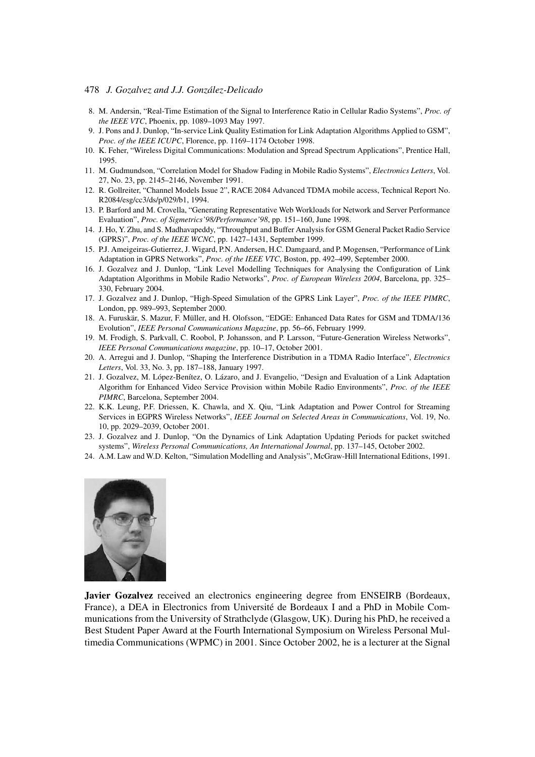8. M. Andersin, "Real-Time Estimation of the Signal to Interference Ratio in Cellular Radio Systems", *Proc. of the IEEE VTC*, Phoenix, pp. 1089–1093 May 1997.
9. J. Pons and J. Dunlop, "In-service Link Quality Estimation for Link Adaptation Algorithms Applied to GSM", *Proc. of the IEEE ICUPC*, Florence, pp. 1169–1174 October 1998.
10. K. Feher, "Wireless Digital Communications: Modulation and Spread Spectrum Applications", Prentice Hall, 1995.
11. M. Gudmundson, "Correlation Model for Shadow Fading in Mobile Radio Systems", *Electronics Letters*, Vol. 27, No. 23, pp. 2145–2146, November 1991.
12. R. Gollreiter, "Channel Models Issue 2", RACE 2084 Advanced TDMA mobile access, Technical Report No. R2084/esg/cc3/ds/p/029/b1, 1994.
13. P. Barford and M. Crovella, "Generating Representative Web Workloads for Network and Server Performance Evaluation", *Proc. of Sigmetrics'98/Performance'98*, pp. 151–160, June 1998.
14. J. Ho, Y. Zhu, and S. Madhavapeddy, "Throughput and Buffer Analysis for GSM General Packet Radio Service (GPRS)", *Proc. of the IEEE WCNC*, pp. 1427–1431, September 1999.
15. P.J. Ameigeiras-Gutierrez, J. Wigard, P.N. Andersen, H.C. Damgaard, and P. Mogensen, "Performance of Link Adaptation in GPRS Networks", *Proc. of the IEEE VTC*, Boston, pp. 492–499, September 2000.
16. J. Gozalvez and J. Dunlop, "Link Level Modelling Techniques for Analysing the Configuration of Link Adaptation Algorithms in Mobile Radio Networks", *Proc. of European Wireless 2004*, Barcelona, pp. 325–330, February 2004.
17. J. Gozalvez and J. Dunlop, "High-Speed Simulation of the GPRS Link Layer", *Proc. of the IEEE PIMRC*, London, pp. 989–993, September 2000.
18. A. Furuskär, S. Mazur, F. Müller, and H. Olofsson, "EDGE: Enhanced Data Rates for GSM and TDMA/136 Evolution", *IEEE Personal Communications Magazine*, pp. 56–66, February 1999.
19. M. Frodigh, S. Parkvall, C. Roobol, P. Johansson, and P. Larsson, "Future-Generation Wireless Networks", *IEEE Personal Communications magazine*, pp. 10–17, October 2001.
20. A. Arregui and J. Dunlop, "Shaping the Interference Distribution in a TDMA Radio Interface", *Electronics Letters*, Vol. 33, No. 3, pp. 187–188, January 1997.
21. J. Gozalvez, M. López-Benítez, O. Lázaro, and J. Evangelio, "Design and Evaluation of a Link Adaptation Algorithm for Enhanced Video Service Provision within Mobile Radio Environments", *Proc. of the IEEE PIMRC*, Barcelona, September 2004.
22. K.K. Leung, P.F. Driessen, K. Chawla, and X. Qiu, "Link Adaptation and Power Control for Streaming Services in EGPRS Wireless Networks", *IEEE Journal on Selected Areas in Communications*, Vol. 19, No. 10, pp. 2029–2039, October 2001.
23. J. Gozalvez and J. Dunlop, "On the Dynamics of Link Adaptation Updating Periods for packet switched systems", *Wireless Personal Communications, An International Journal*, pp. 137–145, October 2002.
24. A.M. Law and W.D. Kelton, "Simulation Modelling and Analysis", McGraw-Hill International Editions, 1991.

**Javier Gozalvez** received an electronics engineering degree from ENSEIRB (Bordeaux, France), a DEA in Electronics from Université de Bordeaux I and a PhD in Mobile Communications from the University of Strathclyde (Glasgow, UK). During his PhD, he received a Best Student Paper Award at the Fourth International Symposium on Wireless Personal Multimedia Communications (WPMC) in 2001. Since October 2002, he is a lecturer at the Signal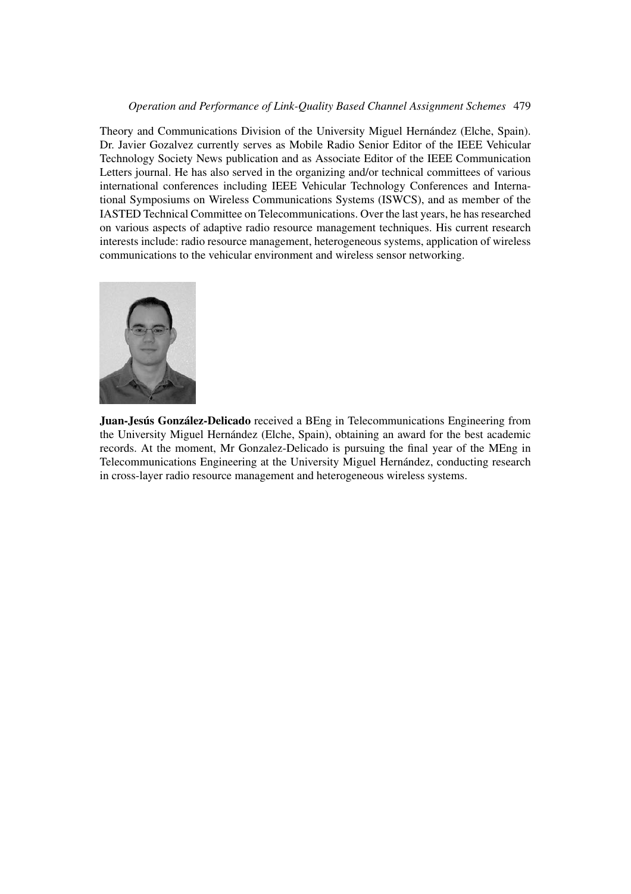Theory and Communications Division of the University Miguel Hernández (Elche, Spain). Dr. Javier Gozalvez currently serves as Mobile Radio Senior Editor of the IEEE Vehicular Technology Society News publication and as Associate Editor of the IEEE Communication Letters journal. He has also served in the organizing and/or technical committees of various international conferences including IEEE Vehicular Technology Conferences and International Symposiums on Wireless Communications Systems (ISWCS), and as member of the IASTED Technical Committee on Telecommunications. Over the last years, he has researched on various aspects of adaptive radio resource management techniques. His current research interests include: radio resource management, heterogeneous systems, application of wireless communications to the vehicular environment and wireless sensor networking.

**Juan-Jesús González-Delicado** received a BEng in Telecommunications Engineering from the University Miguel Hernández (Elche, Spain), obtaining an award for the best academic records. At the moment, Mr Gonzalez-Delicado is pursuing the final year of the MEng in Telecommunications Engineering at the University Miguel Hernández, conducting research in cross-layer radio resource management and heterogeneous wireless systems.